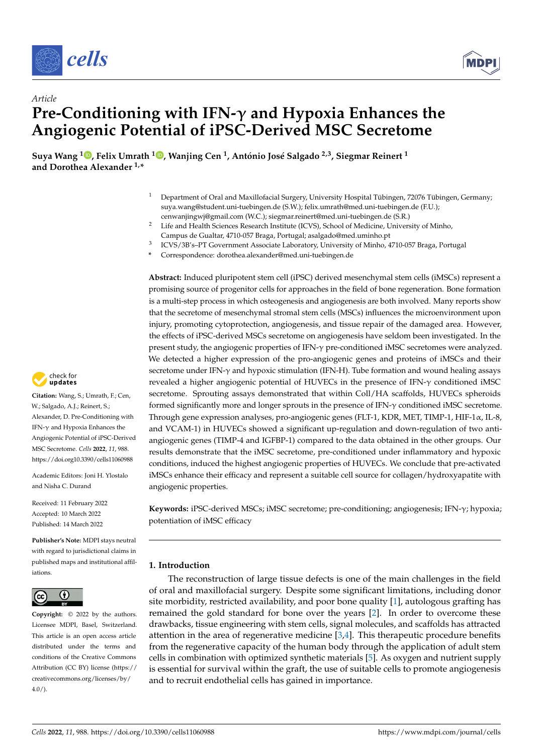Article

# Pre-Conditioning with IFN-γ and Hypoxia Enhances the Angiogenic Potential of iPSC-Derived MSC Secretome

**Suya Wang [1], Felix Umrath [1], Wanjing Cen [1], António José Salgado [2,3], Siegmar Reinert [1] and Dorothea Alexander [1,*]**

[1] Department of Oral and Maxillofacial Surgery, University Hospital Tübingen, 72076 Tübingen, Germany; suya.wang@student.uni-tuebingen.de (S.W.); felix.umrath@med.uni-tuebingen.de (F.U.); cenwanjingwj@gmail.com (W.C.); siegmar.reinert@med.uni-tuebingen.de (S.R.)

[2] Life and Health Sciences Research Institute (ICVS), School of Medicine, University of Minho, Campus de Gualtar, 4710-057 Braga, Portugal; asalgado@med.uminho.pt

[3] ICVS/3B's–PT Government Associate Laboratory, University of Minho, 4710-057 Braga, Portugal

\* Correspondence: dorothea.alexander@med.uni-tuebingen.de

**Abstract:** Induced pluripotent stem cell (iPSC) derived mesenchymal stem cells (iMSCs) represent a promising source of progenitor cells for approaches in the field of bone regeneration. Bone formation is a multi-step process in which osteogenesis and angiogenesis are both involved. Many reports show that the secretome of mesenchymal stromal stem cells (MSCs) influences the microenvironment upon injury, promoting cytoprotection, angiogenesis, and tissue repair of the damaged area. However, the effects of iPSC-derived MSCs secretome on angiogenesis have seldom been investigated. In the present study, the angiogenic properties of IFN-γ pre-conditioned iMSC secretomes were analyzed. We detected a higher expression of the pro-angiogenic genes and proteins of iMSCs and their secretome under IFN-γ and hypoxic stimulation (IFN-H). Tube formation and wound healing assays revealed a higher angiogenic potential of HUVECs in the presence of IFN-γ conditioned iMSC secretome. Sprouting assays demonstrated that within Coll/HA scaffolds, HUVECs spheroids formed significantly more and longer sprouts in the presence of IFN-γ conditioned iMSC secretome. Through gene expression analyses, pro-angiogenic genes (FLT-1, KDR, MET, TIMP-1, HIF-1α, IL-8, and VCAM-1) in HUVECs showed a significant up-regulation and down-regulation of two anti-angiogenic genes (TIMP-4 and IGFBP-1) compared to the data obtained in the other groups. Our results demonstrate that the iMSC secretome, pre-conditioned under inflammatory and hypoxic conditions, induced the highest angiogenic properties of HUVECs. We conclude that pre-activated iMSCs enhance their efficacy and represent a suitable cell source for collagen/hydroxyapatite with angiogenic properties.

**Keywords:** iPSC-derived MSCs; iMSC secretome; pre-conditioning; angiogenesis; IFN-γ; hypoxia; potentiation of iMSC efficacy

**Citation:** Wang, S.; Umrath, F.; Cen, W.; Salgado, A.J.; Reinert, S.; Alexander, D. Pre-Conditioning with IFN-γ and Hypoxia Enhances the Angiogenic Potential of iPSC-Derived MSC Secretome. *Cells* **2022**, *11*, 988. https://doi.org10.3390/cells11060988

Academic Editors: Joni H. Ylostalo and Nisha C. Durand

Received: 11 February 2022
Accepted: 10 March 2022
Published: 14 March 2022

**Publisher's Note:** MDPI stays neutral with regard to jurisdictional claims in published maps and institutional affiliations.

**Copyright:** © 2022 by the authors. Licensee MDPI, Basel, Switzerland. This article is an open access article distributed under the terms and conditions of the Creative Commons Attribution (CC BY) license (https://creativecommons.org/licenses/by/4.0/).

## 1. Introduction

The reconstruction of large tissue defects is one of the main challenges in the field of oral and maxillofacial surgery. Despite some significant limitations, including donor site morbidity, restricted availability, and poor bone quality [1], autologous grafting has remained the gold standard for bone over the years [2]. In order to overcome these drawbacks, tissue engineering with stem cells, signal molecules, and scaffolds has attracted attention in the area of regenerative medicine [3,4]. This therapeutic procedure benefits from the regenerative capacity of the human body through the application of adult stem cells in combination with optimized synthetic materials [5]. As oxygen and nutrient supply is essential for survival within the graft, the use of suitable cells to promote angiogenesis and to recruit endothelial cells has gained in importance.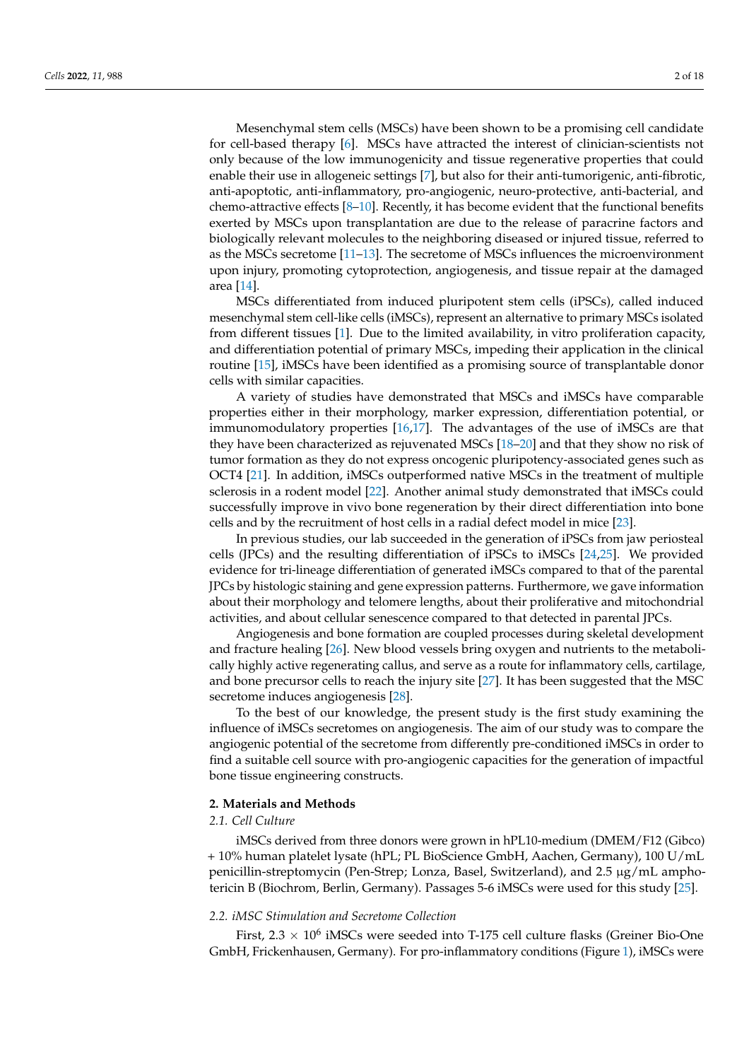Mesenchymal stem cells (MSCs) have been shown to be a promising cell candidate for cell-based therapy [6]. MSCs have attracted the interest of clinician-scientists not only because of the low immunogenicity and tissue regenerative properties that could enable their use in allogeneic settings [7], but also for their anti-tumorigenic, anti-fibrotic, anti-apoptotic, anti-inflammatory, pro-angiogenic, neuro-protective, anti-bacterial, and chemo-attractive effects [8–10]. Recently, it has become evident that the functional benefits exerted by MSCs upon transplantation are due to the release of paracrine factors and biologically relevant molecules to the neighboring diseased or injured tissue, referred to as the MSCs secretome [11–13]. The secretome of MSCs influences the microenvironment upon injury, promoting cytoprotection, angiogenesis, and tissue repair at the damaged area [14].

MSCs differentiated from induced pluripotent stem cells (iPSCs), called induced mesenchymal stem cell-like cells (iMSCs), represent an alternative to primary MSCs isolated from different tissues [1]. Due to the limited availability, in vitro proliferation capacity, and differentiation potential of primary MSCs, impeding their application in the clinical routine [15], iMSCs have been identified as a promising source of transplantable donor cells with similar capacities.

A variety of studies have demonstrated that MSCs and iMSCs have comparable properties either in their morphology, marker expression, differentiation potential, or immunomodulatory properties [16,17]. The advantages of the use of iMSCs are that they have been characterized as rejuvenated MSCs [18–20] and that they show no risk of tumor formation as they do not express oncogenic pluripotency-associated genes such as OCT4 [21]. In addition, iMSCs outperformed native MSCs in the treatment of multiple sclerosis in a rodent model [22]. Another animal study demonstrated that iMSCs could successfully improve in vivo bone regeneration by their direct differentiation into bone cells and by the recruitment of host cells in a radial defect model in mice [23].

In previous studies, our lab succeeded in the generation of iPSCs from jaw periosteal cells (JPCs) and the resulting differentiation of iPSCs to iMSCs [24,25]. We provided evidence for tri-lineage differentiation of generated iMSCs compared to that of the parental JPCs by histologic staining and gene expression patterns. Furthermore, we gave information about their morphology and telomere lengths, about their proliferative and mitochondrial activities, and about cellular senescence compared to that detected in parental JPCs.

Angiogenesis and bone formation are coupled processes during skeletal development and fracture healing [26]. New blood vessels bring oxygen and nutrients to the metabolically highly active regenerating callus, and serve as a route for inflammatory cells, cartilage, and bone precursor cells to reach the injury site [27]. It has been suggested that the MSC secretome induces angiogenesis [28].

To the best of our knowledge, the present study is the first study examining the influence of iMSCs secretomes on angiogenesis. The aim of our study was to compare the angiogenic potential of the secretome from differently pre-conditioned iMSCs in order to find a suitable cell source with pro-angiogenic capacities for the generation of impactful bone tissue engineering constructs.

## 2. Materials and Methods

### *2.1. Cell Culture*

iMSCs derived from three donors were grown in hPL10-medium (DMEM/F12 (Gibco) + 10% human platelet lysate (hPL; PL BioScience GmbH, Aachen, Germany), 100 U/mL penicillin-streptomycin (Pen-Strep; Lonza, Basel, Switzerland), and 2.5 µg/mL amphotericin B (Biochrom, Berlin, Germany). Passages 5-6 iMSCs were used for this study [25].

### *2.2. iMSC Stimulation and Secretome Collection*

First, $2.3 \times 10^6$ iMSCs were seeded into T-175 cell culture flasks (Greiner Bio-One GmbH, Frickenhausen, Germany). For pro-inflammatory conditions (Figure 1), iMSCs were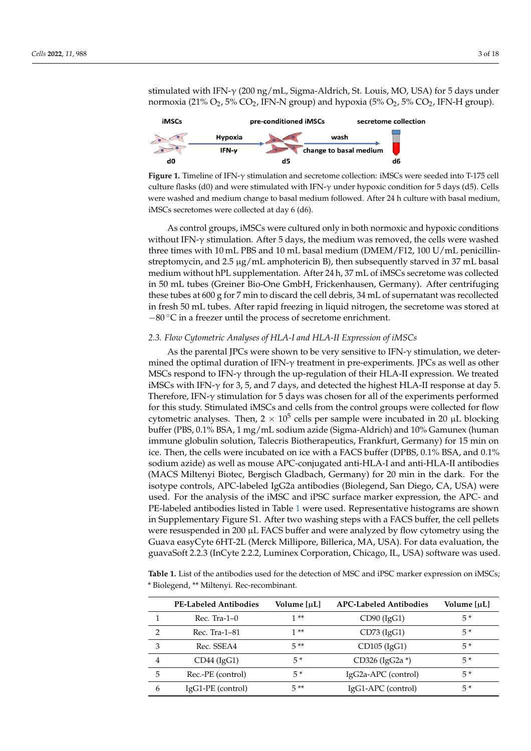stimulated with IFN-γ (200 ng/mL, Sigma-Aldrich, St. Louis, MO, USA) for 5 days under normoxia (21% $O_2$, 5% $CO_2$, IFN-N group) and hypoxia (5% $O_2$, 5% $CO_2$, IFN-H group).

**Figure 1.** Timeline of IFN-γ stimulation and secretome collection: iMSCs were seeded into T-175 cell culture flasks (d0) and were stimulated with IFN-γ under hypoxic condition for 5 days (d5). Cells were washed and medium change to basal medium followed. After 24 h culture with basal medium, iMSCs secretomes were collected at day 6 (d6).

As control groups, iMSCs were cultured only in both normoxic and hypoxic conditions without IFN-γ stimulation. After 5 days, the medium was removed, the cells were washed three times with 10 mL PBS and 10 mL basal medium (DMEM/F12, 100 U/mL penicillin-streptomycin, and 2.5 µg/mL amphotericin B), then subsequently starved in 37 mL basal medium without hPL supplementation. After 24 h, 37 mL of iMSCs secretome was collected in 50 mL tubes (Greiner Bio-One GmbH, Frickenhausen, Germany). After centrifuging these tubes at 600 g for 7 min to discard the cell debris, 34 mL of supernatant was recollected in fresh 50 mL tubes. After rapid freezing in liquid nitrogen, the secretome was stored at −80 °C in a freezer until the process of secretome enrichment.

### 2.3. Flow Cytometric Analyses of HLA-I and HLA-II Expression of iMSCs

As the parental JPCs were shown to be very sensitive to IFN-γ stimulation, we determined the optimal duration of IFN-γ treatment in pre-experiments. JPCs as well as other MSCs respond to IFN-γ through the up-regulation of their HLA-II expression. We treated iMSCs with IFN-γ for 3, 5, and 7 days, and detected the highest HLA-II response at day 5. Therefore, IFN-γ stimulation for 5 days was chosen for all of the experiments performed for this study. Stimulated iMSCs and cells from the control groups were collected for flow cytometric analyses. Then, $2 \times 10^5$ cells per sample were incubated in 20 µL blocking buffer (PBS, 0.1% BSA, 1 mg/mL sodium azide (Sigma-Aldrich) and 10% Gamunex (human immune globulin solution, Talecris Biotherapeutics, Frankfurt, Germany) for 15 min on ice. Then, the cells were incubated on ice with a FACS buffer (DPBS, 0.1% BSA, and 0.1% sodium azide) as well as mouse APC-conjugated anti-HLA-I and anti-HLA-II antibodies (MACS Miltenyi Biotec, Bergisch Gladbach, Germany) for 20 min in the dark. For the isotype controls, APC-labeled IgG2a antibodies (Biolegend, San Diego, CA, USA) were used. For the analysis of the iMSC and iPSC surface marker expression, the APC- and PE-labeled antibodies listed in Table 1 were used. Representative histograms are shown in Supplementary Figure S1. After two washing steps with a FACS buffer, the cell pellets were resuspended in 200 µL FACS buffer and were analyzed by flow cytometry using the Guava easyCyte 6HT-2L (Merck Millipore, Billerica, MA, USA). For data evaluation, the guavaSoft 2.2.3 (InCyte 2.2.2, Luminex Corporation, Chicago, IL, USA) software was used.

**Table 1.** List of the antibodies used for the detection of MSC and iPSC marker expression on iMSCs; * Biolegend, ** Miltenyi. Rec-recombinant.

| | PE-Labeled Antibodies | Volume [µL] | APC-Labeled Antibodies | Volume [µL] |
|---|---|---|---|---|
| 1 | Rec. Tra-1–0 | 1 ** | CD90 (IgG1) | 5 * |
| 2 | Rec. Tra-1–81 | 1 ** | CD73 (IgG1) | 5 * |
| 3 | Rec. SSEA4 | 5 ** | CD105 (IgG1) | 5 * |
| 4 | CD44 (IgG1) | 5 * | CD326 (IgG2a *) | 5 * |
| 5 | Rec.-PE (control) | 5 * | IgG2a-APC (control) | 5 * |
| 6 | IgG1-PE (control) | 5 ** | IgG1-APC (control) | 5 * |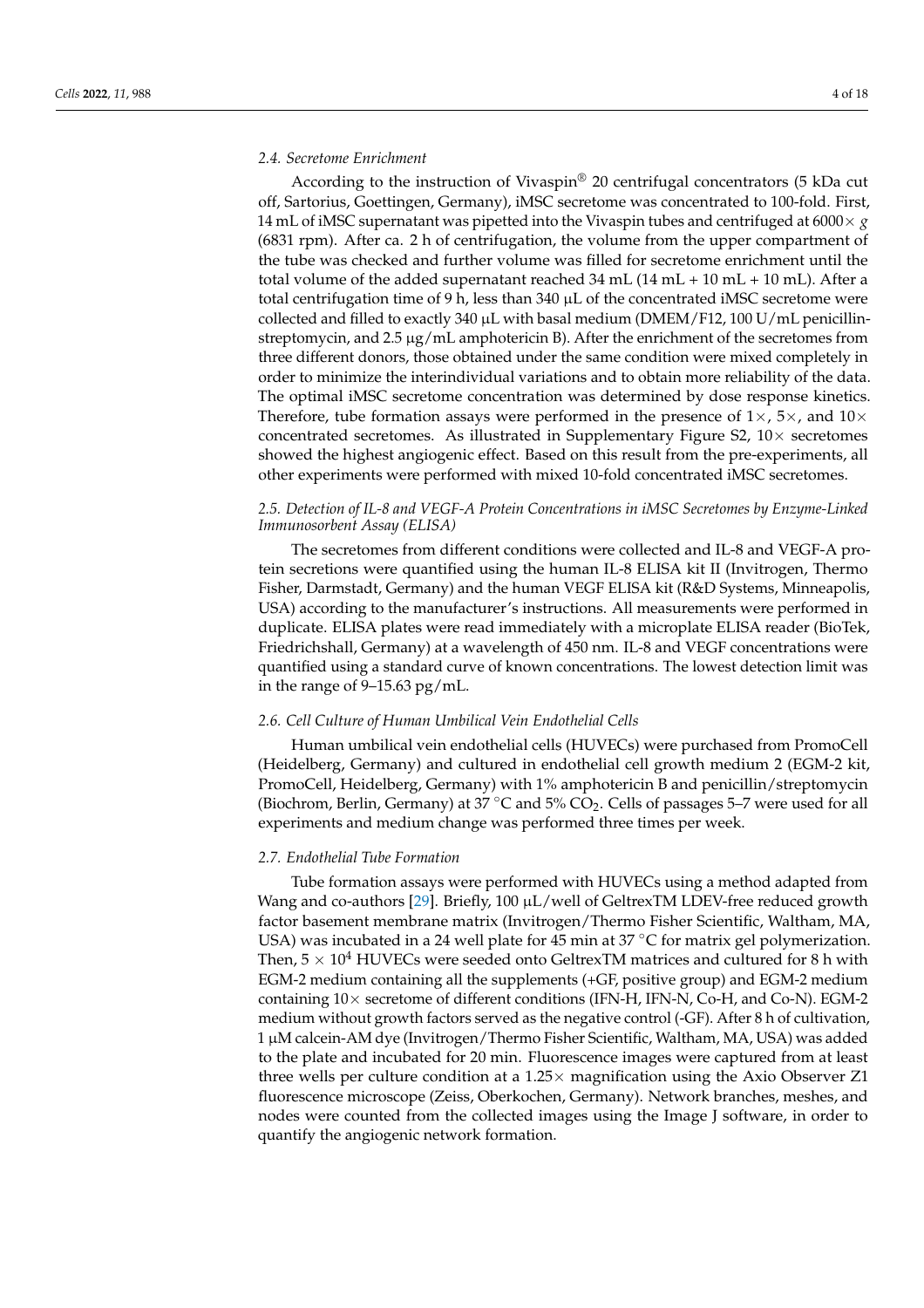### 2.4. Secretome Enrichment

According to the instruction of Vivaspin® 20 centrifugal concentrators (5 kDa cut off, Sartorius, Goettingen, Germany), iMSC secretome was concentrated to 100-fold. First, 14 mL of iMSC supernatant was pipetted into the Vivaspin tubes and centrifuged at 6000× *g* (6831 rpm). After ca. 2 h of centrifugation, the volume from the upper compartment of the tube was checked and further volume was filled for secretome enrichment until the total volume of the added supernatant reached 34 mL (14 mL + 10 mL + 10 mL). After a total centrifugation time of 9 h, less than 340 µL of the concentrated iMSC secretome were collected and filled to exactly 340 µL with basal medium (DMEM/F12, 100 U/mL penicillin-streptomycin, and 2.5 µg/mL amphotericin B). After the enrichment of the secretomes from three different donors, those obtained under the same condition were mixed completely in order to minimize the interindividual variations and to obtain more reliability of the data. The optimal iMSC secretome concentration was determined by dose response kinetics. Therefore, tube formation assays were performed in the presence of 1×, 5×, and 10× concentrated secretomes. As illustrated in Supplementary Figure S2, 10× secretomes showed the highest angiogenic effect. Based on this result from the pre-experiments, all other experiments were performed with mixed 10-fold concentrated iMSC secretomes.

### 2.5. Detection of IL-8 and VEGF-A Protein Concentrations in iMSC Secretomes by Enzyme-Linked Immunosorbent Assay (ELISA)

The secretomes from different conditions were collected and IL-8 and VEGF-A protein secretions were quantified using the human IL-8 ELISA kit II (Invitrogen, Thermo Fisher, Darmstadt, Germany) and the human VEGF ELISA kit (R&D Systems, Minneapolis, USA) according to the manufacturer's instructions. All measurements were performed in duplicate. ELISA plates were read immediately with a microplate ELISA reader (BioTek, Friedrichshall, Germany) at a wavelength of 450 nm. IL-8 and VEGF concentrations were quantified using a standard curve of known concentrations. The lowest detection limit was in the range of 9–15.63 pg/mL.

### 2.6. Cell Culture of Human Umbilical Vein Endothelial Cells

Human umbilical vein endothelial cells (HUVECs) were purchased from PromoCell (Heidelberg, Germany) and cultured in endothelial cell growth medium 2 (EGM-2 kit, PromoCell, Heidelberg, Germany) with 1% amphotericin B and penicillin/streptomycin (Biochrom, Berlin, Germany) at 37 °C and 5% $CO_2$. Cells of passages 5–7 were used for all experiments and medium change was performed three times per week.

### 2.7. Endothelial Tube Formation

Tube formation assays were performed with HUVECs using a method adapted from Wang and co-authors [29]. Briefly, 100 µL/well of GeltrexTM LDEV-free reduced growth factor basement membrane matrix (Invitrogen/Thermo Fisher Scientific, Waltham, MA, USA) was incubated in a 24 well plate for 45 min at 37 °C for matrix gel polymerization. Then, $5 \times 10^4$ HUVECs were seeded onto GeltrexTM matrices and cultured for 8 h with EGM-2 medium containing all the supplements (+GF, positive group) and EGM-2 medium containing 10× secretome of different conditions (IFN-H, IFN-N, Co-H, and Co-N). EGM-2 medium without growth factors served as the negative control (-GF). After 8 h of cultivation, 1 µM calcein-AM dye (Invitrogen/Thermo Fisher Scientific, Waltham, MA, USA) was added to the plate and incubated for 20 min. Fluorescence images were captured from at least three wells per culture condition at a 1.25× magnification using the Axio Observer Z1 fluorescence microscope (Zeiss, Oberkochen, Germany). Network branches, meshes, and nodes were counted from the collected images using the Image J software, in order to quantify the angiogenic network formation.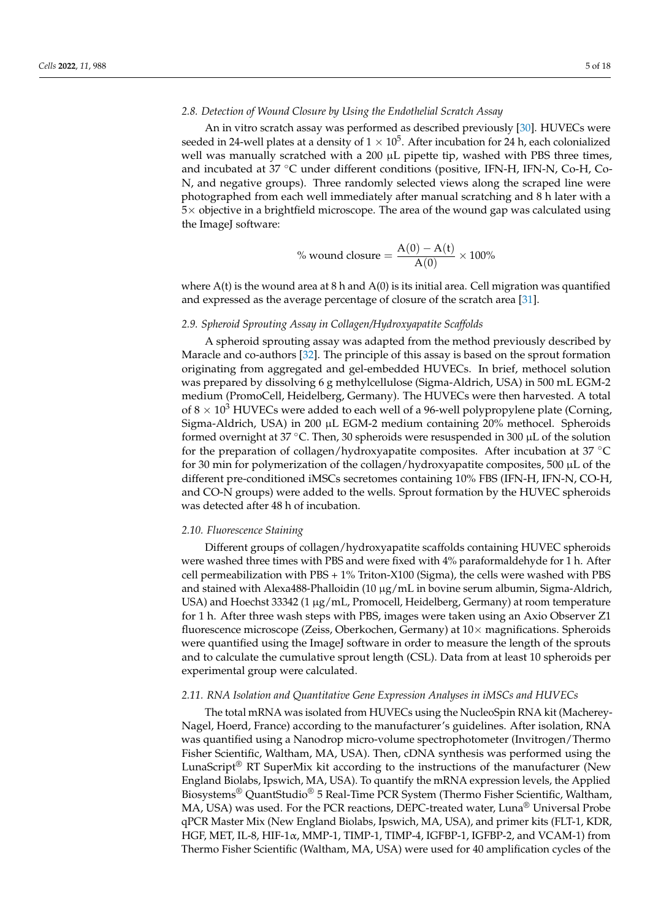### 2.8. Detection of Wound Closure by Using the Endothelial Scratch Assay

An in vitro scratch assay was performed as described previously [30]. HUVECs were seeded in 24-well plates at a density of $1 \times 10^5$. After incubation for 24 h, each colonialized well was manually scratched with a 200 µL pipette tip, washed with PBS three times, and incubated at 37 °C under different conditions (positive, IFN-H, IFN-N, Co-H, Co-N, and negative groups). Three randomly selected views along the scraped line were photographed from each well immediately after manual scratching and 8 h later with a 5× objective in a brightfield microscope. The area of the wound gap was calculated using the ImageJ software:

$$\% \text{ wound closure} = \frac{A(0) - A(t)}{A(0)} \times 100\%$$

where A(t) is the wound area at 8 h and A(0) is its initial area. Cell migration was quantified and expressed as the average percentage of closure of the scratch area [31].

### 2.9. Spheroid Sprouting Assay in Collagen/Hydroxyapatite Scaffolds

A spheroid sprouting assay was adapted from the method previously described by Maracle and co-authors [32]. The principle of this assay is based on the sprout formation originating from aggregated and gel-embedded HUVECs. In brief, methocel solution was prepared by dissolving 6 g methylcellulose (Sigma-Aldrich, USA) in 500 mL EGM-2 medium (PromoCell, Heidelberg, Germany). The HUVECs were then harvested. A total of $8 \times 10^3$ HUVECs were added to each well of a 96-well polypropylene plate (Corning, Sigma-Aldrich, USA) in 200 µL EGM-2 medium containing 20% methocel. Spheroids formed overnight at 37 °C. Then, 30 spheroids were resuspended in 300 µL of the solution for the preparation of collagen/hydroxyapatite composites. After incubation at 37 °C for 30 min for polymerization of the collagen/hydroxyapatite composites, 500 µL of the different pre-conditioned iMSCs secretomes containing 10% FBS (IFN-H, IFN-N, CO-H, and CO-N groups) were added to the wells. Sprout formation by the HUVEC spheroids was detected after 48 h of incubation.

### 2.10. Fluorescence Staining

Different groups of collagen/hydroxyapatite scaffolds containing HUVEC spheroids were washed three times with PBS and were fixed with 4% paraformaldehyde for 1 h. After cell permeabilization with PBS + 1% Triton-X100 (Sigma), the cells were washed with PBS and stained with Alexa488-Phalloidin (10 µg/mL in bovine serum albumin, Sigma-Aldrich, USA) and Hoechst 33342 (1 µg/mL, Promocell, Heidelberg, Germany) at room temperature for 1 h. After three wash steps with PBS, images were taken using an Axio Observer Z1 fluorescence microscope (Zeiss, Oberkochen, Germany) at 10× magnifications. Spheroids were quantified using the ImageJ software in order to measure the length of the sprouts and to calculate the cumulative sprout length (CSL). Data from at least 10 spheroids per experimental group were calculated.

### 2.11. RNA Isolation and Quantitative Gene Expression Analyses in iMSCs and HUVECs

The total mRNA was isolated from HUVECs using the NucleoSpin RNA kit (Macherey-Nagel, Hoerd, France) according to the manufacturer's guidelines. After isolation, RNA was quantified using a Nanodrop micro-volume spectrophotometer (Invitrogen/Thermo Fisher Scientific, Waltham, MA, USA). Then, cDNA synthesis was performed using the LunaScript® RT SuperMix kit according to the instructions of the manufacturer (New England Biolabs, Ipswich, MA, USA). To quantify the mRNA expression levels, the Applied Biosystems® QuantStudio® 5 Real-Time PCR System (Thermo Fisher Scientific, Waltham, MA, USA) was used. For the PCR reactions, DEPC-treated water, Luna® Universal Probe qPCR Master Mix (New England Biolabs, Ipswich, MA, USA), and primer kits (FLT-1, KDR, HGF, MET, IL-8, HIF-1α, MMP-1, TIMP-1, TIMP-4, IGFBP-1, IGFBP-2, and VCAM-1) from Thermo Fisher Scientific (Waltham, MA, USA) were used for 40 amplification cycles of the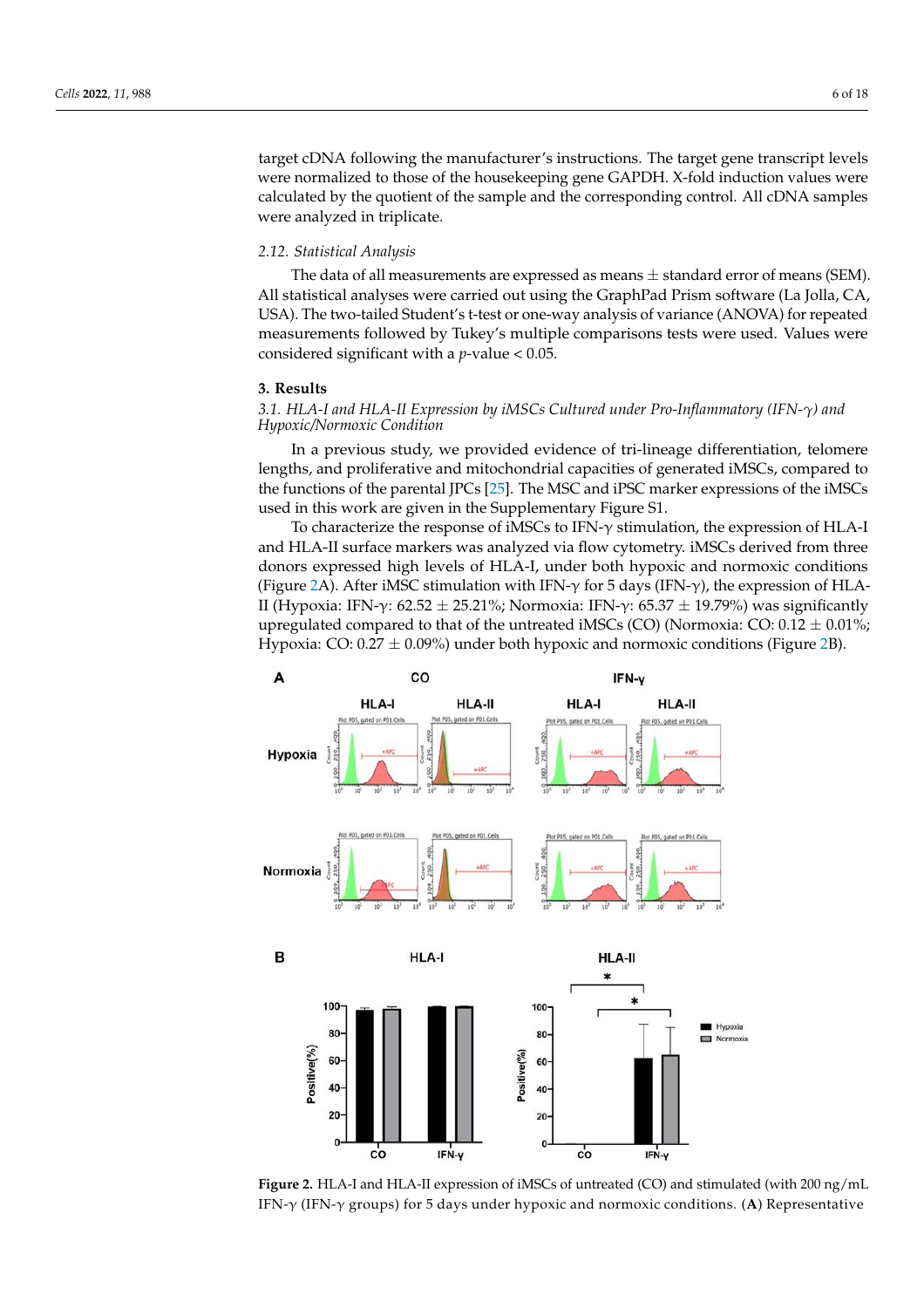target cDNA following the manufacturer's instructions. The target gene transcript levels were normalized to those of the housekeeping gene GAPDH. X-fold induction values were calculated by the quotient of the sample and the corresponding control. All cDNA samples were analyzed in triplicate.

### *2.12. Statistical Analysis*

The data of all measurements are expressed as means ± standard error of means (SEM). All statistical analyses were carried out using the GraphPad Prism software (La Jolla, CA, USA). The two-tailed Student's t-test or one-way analysis of variance (ANOVA) for repeated measurements followed by Tukey's multiple comparisons tests were used. Values were considered significant with a $p$-value < 0.05.

## 3. Results

### *3.1. HLA-I and HLA-II Expression by iMSCs Cultured under Pro-Inflammatory (IFN-γ) and Hypoxic/Normoxic Condition*

In a previous study, we provided evidence of tri-lineage differentiation, telomere lengths, and proliferative and mitochondrial capacities of generated iMSCs, compared to the functions of the parental JPCs [25]. The MSC and iPSC marker expressions of the iMSCs used in this work are given in the Supplementary Figure S1.

To characterize the response of iMSCs to IFN-γ stimulation, the expression of HLA-I and HLA-II surface markers was analyzed via flow cytometry. iMSCs derived from three donors expressed high levels of HLA-I, under both hypoxic and normoxic conditions (Figure 2A). After iMSC stimulation with IFN-γ for 5 days (IFN-γ), the expression of HLA-II (Hypoxia: IFN-γ: 62.52 ± 25.21%; Normoxia: IFN-γ: 65.37 ± 19.79%) was significantly upregulated compared to that of the untreated iMSCs (CO) (Normoxia: CO: 0.12 ± 0.01%; Hypoxia: CO: 0.27 ± 0.09%) under both hypoxic and normoxic conditions (Figure 2B).

**Figure 2.** HLA-I and HLA-II expression of iMSCs of untreated (CO) and stimulated (with 200 ng/mL IFN-γ (IFN-γ groups) for 5 days under hypoxic and normoxic conditions. (**A**) Representative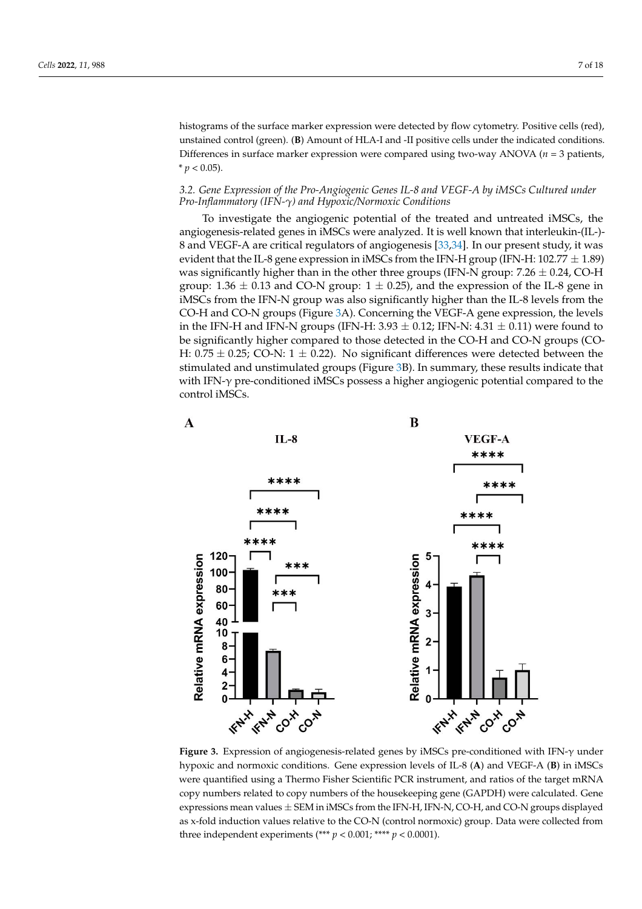histograms of the surface marker expression were detected by flow cytometry. Positive cells (red), unstained control (green). (**B**) Amount of HLA-I and -II positive cells under the indicated conditions. Differences in surface marker expression were compared using two-way ANOVA ($n = 3$ patients, * $p < 0.05$).

### *3.2. Gene Expression of the Pro-Angiogenic Genes IL-8 and VEGF-A by iMSCs Cultured under Pro-Inflammatory (IFN-γ) and Hypoxic/Normoxic Conditions*

To investigate the angiogenic potential of the treated and untreated iMSCs, the angiogenesis-related genes in iMSCs were analyzed. It is well known that interleukin-(IL-)-8 and VEGF-A are critical regulators of angiogenesis [33,34]. In our present study, it was evident that the IL-8 gene expression in iMSCs from the IFN-H group (IFN-H: 102.77 ± 1.89) was significantly higher than in the other three groups (IFN-N group: 7.26 ± 0.24, CO-H group: 1.36 ± 0.13 and CO-N group: 1 ± 0.25), and the expression of the IL-8 gene in iMSCs from the IFN-N group was also significantly higher than the IL-8 levels from the CO-H and CO-N groups (Figure 3A). Concerning the VEGF-A gene expression, the levels in the IFN-H and IFN-N groups (IFN-H: 3.93 ± 0.12; IFN-N: 4.31 ± 0.11) were found to be significantly higher compared to those detected in the CO-H and CO-N groups (CO-H: 0.75 ± 0.25; CO-N: 1 ± 0.22). No significant differences were detected between the stimulated and unstimulated groups (Figure 3B). In summary, these results indicate that with IFN-γ pre-conditioned iMSCs possess a higher angiogenic potential compared to the control iMSCs.

**Figure 3.** Expression of angiogenesis-related genes by iMSCs pre-conditioned with IFN-γ under hypoxic and normoxic conditions. Gene expression levels of IL-8 (**A**) and VEGF-A (**B**) in iMSCs were quantified using a Thermo Fisher Scientific PCR instrument, and ratios of the target mRNA copy numbers related to copy numbers of the housekeeping gene (GAPDH) were calculated. Gene expressions mean values ± SEM in iMSCs from the IFN-H, IFN-N, CO-H, and CO-N groups displayed as x-fold induction values relative to the CO-N (control normoxic) group. Data were collected from three independent experiments (*** $p < 0.001$; **** $p < 0.0001$).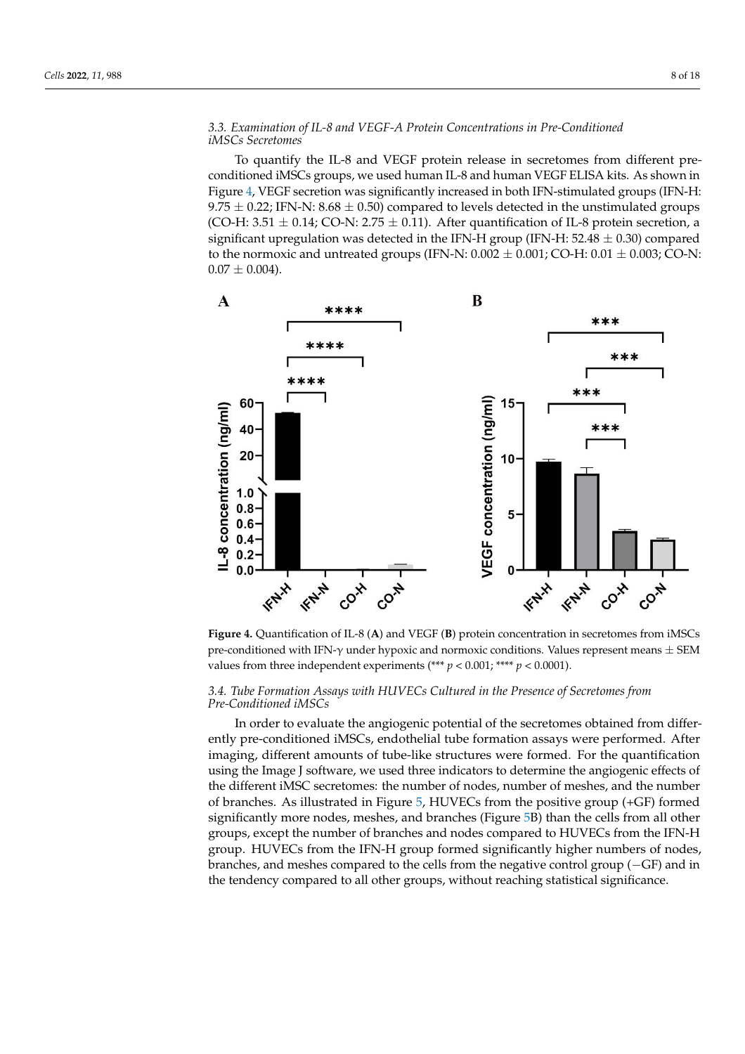### 3.3. Examination of IL-8 and VEGF-A Protein Concentrations in Pre-Conditioned iMSCs Secretomes

To quantify the IL-8 and VEGF protein release in secretomes from different pre-conditioned iMSCs groups, we used human IL-8 and human VEGF ELISA kits. As shown in Figure 4, VEGF secretion was significantly increased in both IFN-stimulated groups (IFN-H: 9.75 ± 0.22; IFN-N: 8.68 ± 0.50) compared to levels detected in the unstimulated groups (CO-H: 3.51 ± 0.14; CO-N: 2.75 ± 0.11). After quantification of IL-8 protein secretion, a significant upregulation was detected in the IFN-H group (IFN-H: 52.48 ± 0.30) compared to the normoxic and untreated groups (IFN-N: 0.002 ± 0.001; CO-H: 0.01 ± 0.003; CO-N: 0.07 ± 0.004).

**Figure 4.** Quantification of IL-8 (**A**) and VEGF (**B**) protein concentration in secretomes from iMSCs pre-conditioned with IFN-γ under hypoxic and normoxic conditions. Values represent means ± SEM values from three independent experiments (*** $p < 0.001$; **** $p < 0.0001$).

### 3.4. Tube Formation Assays with HUVECs Cultured in the Presence of Secretomes from Pre-Conditioned iMSCs

In order to evaluate the angiogenic potential of the secretomes obtained from differently pre-conditioned iMSCs, endothelial tube formation assays were performed. After imaging, different amounts of tube-like structures were formed. For the quantification using the Image J software, we used three indicators to determine the angiogenic effects of the different iMSC secretomes: the number of nodes, number of meshes, and the number of branches. As illustrated in Figure 5, HUVECs from the positive group (+GF) formed significantly more nodes, meshes, and branches (Figure 5B) than the cells from all other groups, except the number of branches and nodes compared to HUVECs from the IFN-H group. HUVECs from the IFN-H group formed significantly higher numbers of nodes, branches, and meshes compared to the cells from the negative control group (−GF) and in the tendency compared to all other groups, without reaching statistical significance.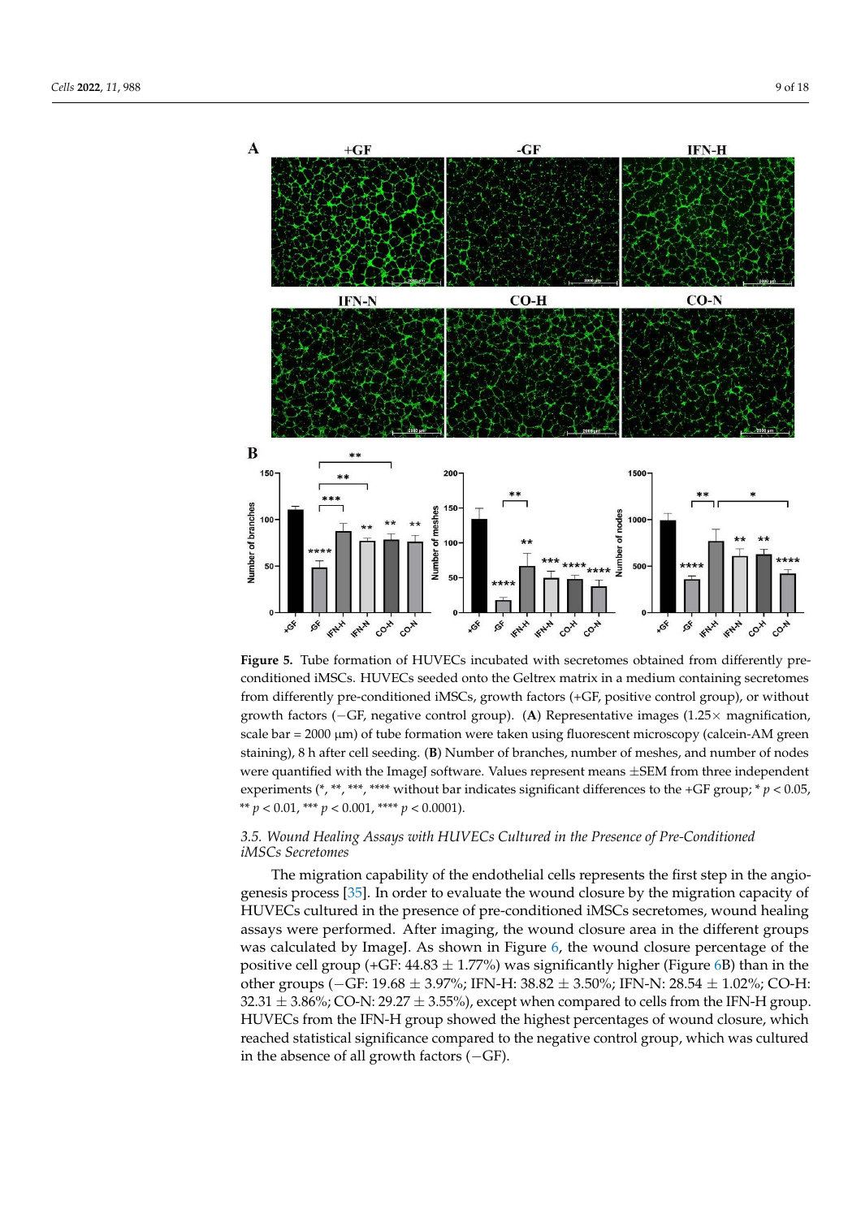**Figure 5.** Tube formation of HUVECs incubated with secretomes obtained from differently pre-conditioned iMSCs. HUVECs seeded onto the Geltrex matrix in a medium containing secretomes from differently pre-conditioned iMSCs, growth factors (+GF, positive control group), or without growth factors (−GF, negative control group). (**A**) Representative images (1.25× magnification, scale bar = 2000 µm) of tube formation were taken using fluorescent microscopy (calcein-AM green staining), 8 h after cell seeding. (**B**) Number of branches, number of meshes, and number of nodes were quantified with the ImageJ software. Values represent means ±SEM from three independent experiments (*, **, ***, **** without bar indicates significant differences to the +GF group; * $p < 0.05$, ** $p < 0.01$, *** $p < 0.001$, **** $p < 0.0001$).

### 3.5. Wound Healing Assays with HUVECs Cultured in the Presence of Pre-Conditioned iMSCs Secretomes

The migration capability of the endothelial cells represents the first step in the angiogenesis process [35]. In order to evaluate the wound closure by the migration capacity of HUVECs cultured in the presence of pre-conditioned iMSCs secretomes, wound healing assays were performed. After imaging, the wound closure area in the different groups was calculated by ImageJ. As shown in Figure 6, the wound closure percentage of the positive cell group (+GF: 44.83 ± 1.77%) was significantly higher (Figure 6B) than in the other groups (−GF: 19.68 ± 3.97%; IFN-H: 38.82 ± 3.50%; IFN-N: 28.54 ± 1.02%; CO-H: 32.31 ± 3.86%; CO-N: 29.27 ± 3.55%), except when compared to cells from the IFN-H group. HUVECs from the IFN-H group showed the highest percentages of wound closure, which reached statistical significance compared to the negative control group, which was cultured in the absence of all growth factors (−GF).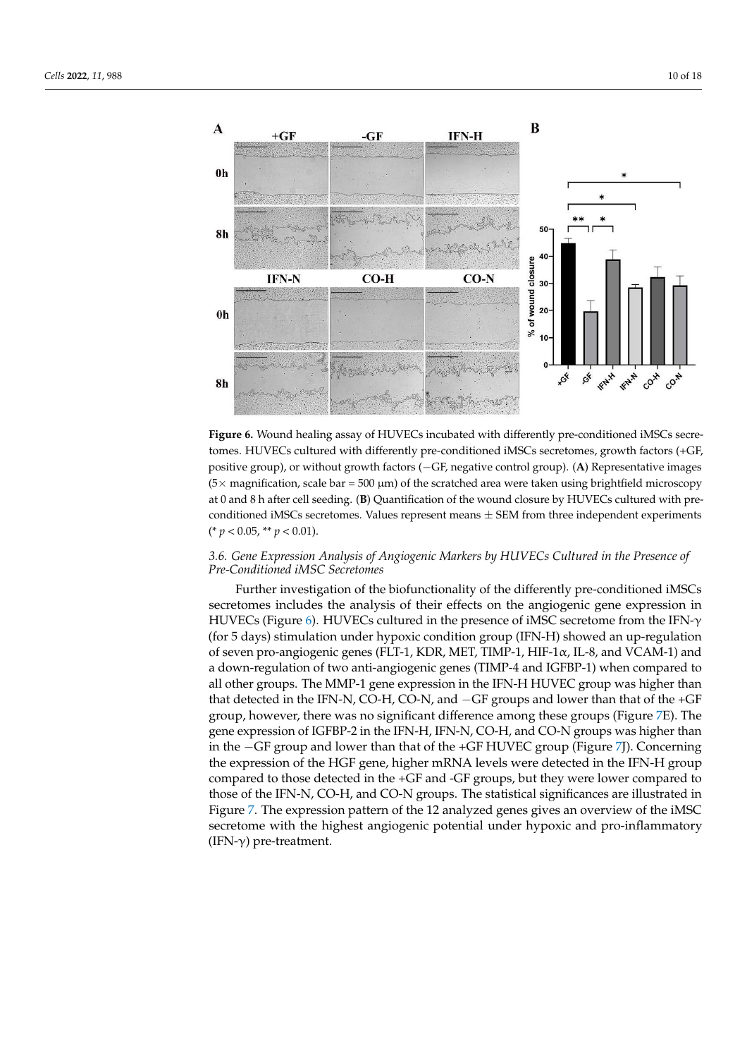**Figure 6.** Wound healing assay of HUVECs incubated with differently pre-conditioned iMSCs secretomes. HUVECs cultured with differently pre-conditioned iMSCs secretomes, growth factors (+GF, positive group), or without growth factors (−GF, negative control group). (**A**) Representative images (5× magnification, scale bar = 500 μm) of the scratched area were taken using brightfield microscopy at 0 and 8 h after cell seeding. (**B**) Quantification of the wound closure by HUVECs cultured with pre-conditioned iMSCs secretomes. Values represent means ± SEM from three independent experiments (* $p < 0.05$, ** $p < 0.01$).

### *3.6. Gene Expression Analysis of Angiogenic Markers by HUVECs Cultured in the Presence of Pre-Conditioned iMSC Secretomes*

Further investigation of the biofunctionality of the differently pre-conditioned iMSCs secretomes includes the analysis of their effects on the angiogenic gene expression in HUVECs (Figure 6). HUVECs cultured in the presence of iMSC secretome from the IFN-γ (for 5 days) stimulation under hypoxic condition group (IFN-H) showed an up-regulation of seven pro-angiogenic genes (FLT-1, KDR, MET, TIMP-1, HIF-1α, IL-8, and VCAM-1) and a down-regulation of two anti-angiogenic genes (TIMP-4 and IGFBP-1) when compared to all other groups. The MMP-1 gene expression in the IFN-H HUVEC group was higher than that detected in the IFN-N, CO-H, CO-N, and −GF groups and lower than that of the +GF group, however, there was no significant difference among these groups (Figure 7E). The gene expression of IGFBP-2 in the IFN-H, IFN-N, CO-H, and CO-N groups was higher than in the −GF group and lower than that of the +GF HUVEC group (Figure 7J). Concerning the expression of the HGF gene, higher mRNA levels were detected in the IFN-H group compared to those detected in the +GF and -GF groups, but they were lower compared to those of the IFN-N, CO-H, and CO-N groups. The statistical significances are illustrated in Figure 7. The expression pattern of the 12 analyzed genes gives an overview of the iMSC secretome with the highest angiogenic potential under hypoxic and pro-inflammatory (IFN-γ) pre-treatment.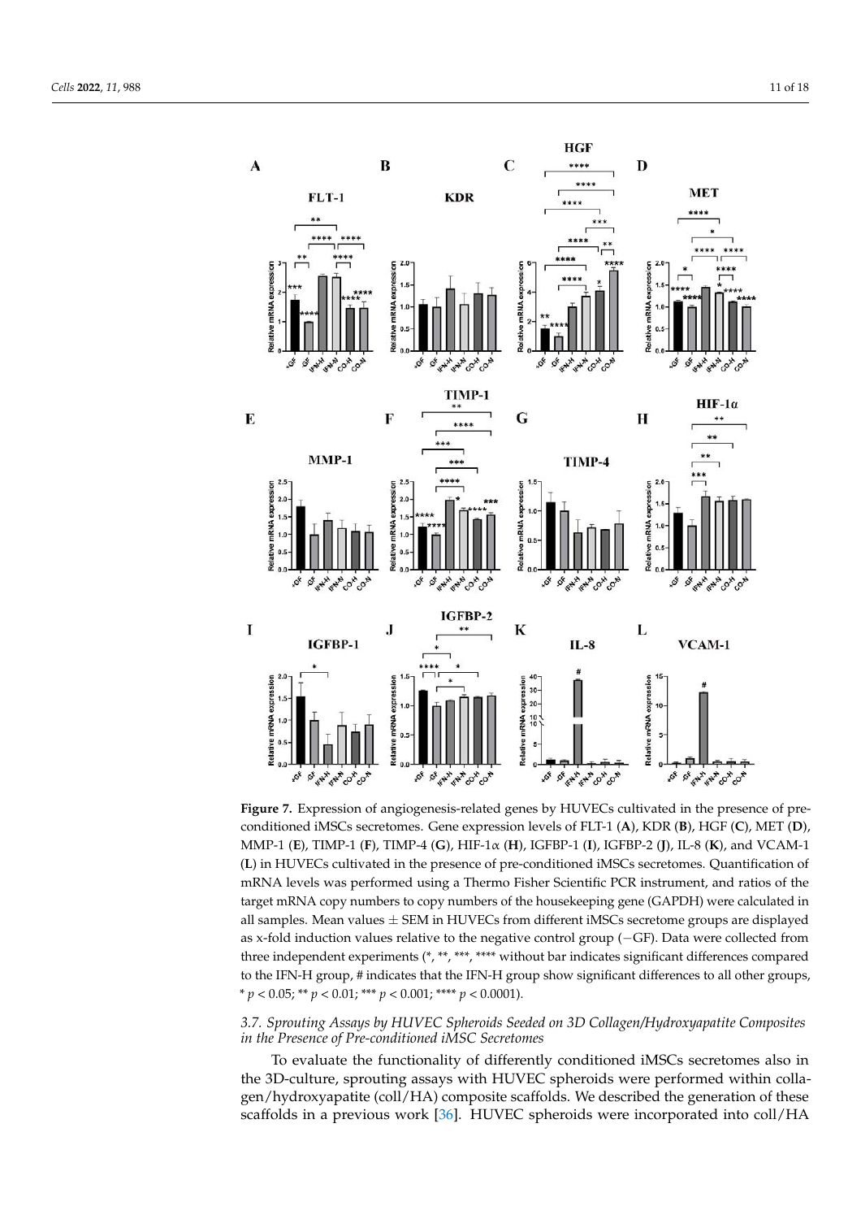**Figure 7.** Expression of angiogenesis-related genes by HUVECs cultivated in the presence of pre-conditioned iMSCs secretomes. Gene expression levels of FLT-1 (**A**), KDR (**B**), HGF (**C**), MET (**D**), MMP-1 (**E**), TIMP-1 (**F**), TIMP-4 (**G**), HIF-1α (**H**), IGFBP-1 (**I**), IGFBP-2 (**J**), IL-8 (**K**), and VCAM-1 (**L**) in HUVECs cultivated in the presence of pre-conditioned iMSCs secretomes. Quantification of mRNA levels was performed using a Thermo Fisher Scientific PCR instrument, and ratios of the target mRNA copy numbers to copy numbers of the housekeeping gene (GAPDH) were calculated in all samples. Mean values ± SEM in HUVECs from different iMSCs secretome groups are displayed as x-fold induction values relative to the negative control group (−GF). Data were collected from three independent experiments (*, **, ***, **** without bar indicates significant differences compared to the IFN-H group, # indicates that the IFN-H group show significant differences to all other groups, * $p < 0.05$; ** $p < 0.01$; *** $p < 0.001$; **** $p < 0.0001$).

### 3.7. Sprouting Assays by HUVEC Spheroids Seeded on 3D Collagen/Hydroxyapatite Composites in the Presence of Pre-conditioned iMSC Secretomes

To evaluate the functionality of differently conditioned iMSCs secretomes also in the 3D-culture, sprouting assays with HUVEC spheroids were performed within collagen/hydroxyapatite (coll/HA) composite scaffolds. We described the generation of these scaffolds in a previous work [36]. HUVEC spheroids were incorporated into coll/HA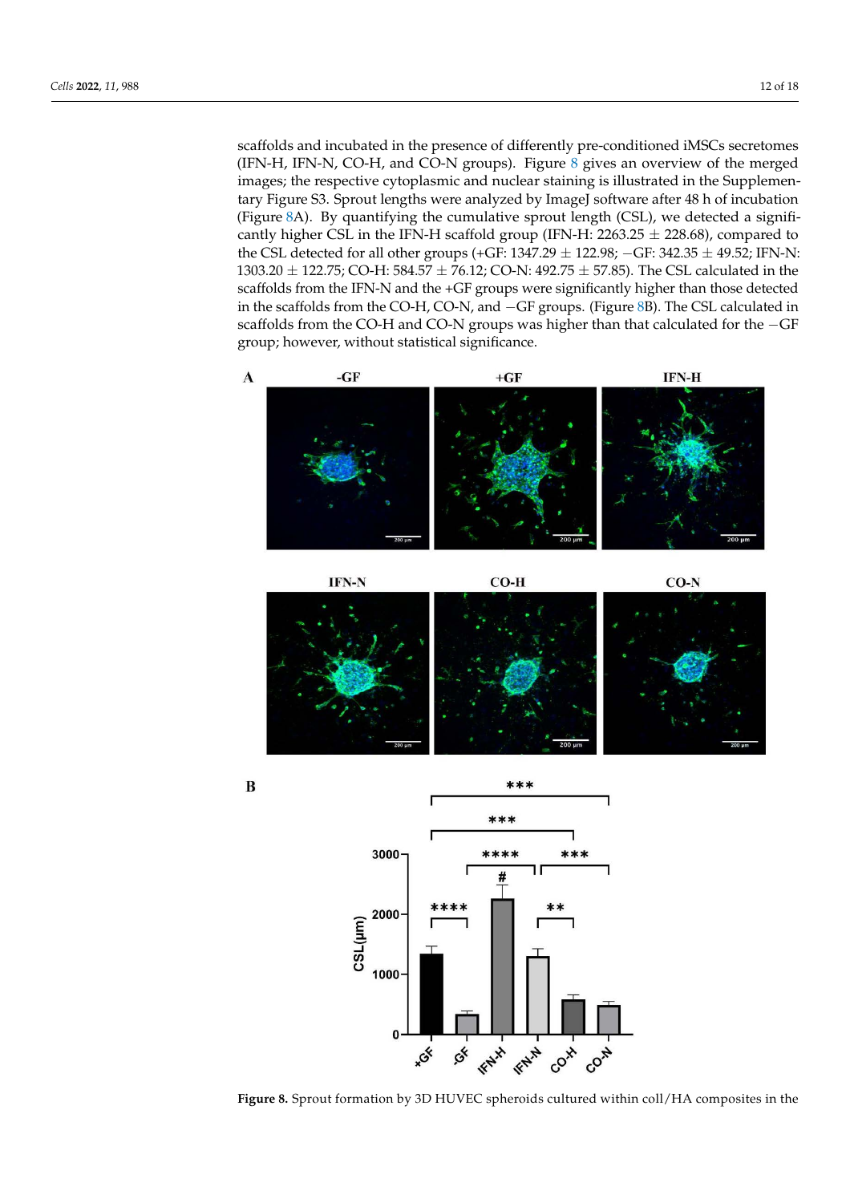scaffolds and incubated in the presence of differently pre-conditioned iMSCs secretomes (IFN-H, IFN-N, CO-H, and CO-N groups). Figure 8 gives an overview of the merged images; the respective cytoplasmic and nuclear staining is illustrated in the Supplementary Figure S3. Sprout lengths were analyzed by ImageJ software after 48 h of incubation (Figure 8A). By quantifying the cumulative sprout length (CSL), we detected a significantly higher CSL in the IFN-H scaffold group (IFN-H: 2263.25 ± 228.68), compared to the CSL detected for all other groups (+GF: 1347.29 ± 122.98; −GF: 342.35 ± 49.52; IFN-N: 1303.20 ± 122.75; CO-H: 584.57 ± 76.12; CO-N: 492.75 ± 57.85). The CSL calculated in the scaffolds from the IFN-N and the +GF groups were significantly higher than those detected in the scaffolds from the CO-H, CO-N, and −GF groups. (Figure 8B). The CSL calculated in scaffolds from the CO-H and CO-N groups was higher than that calculated for the −GF group; however, without statistical significance.

**Figure 8.** Sprout formation by 3D HUVEC spheroids cultured within coll/HA composites in the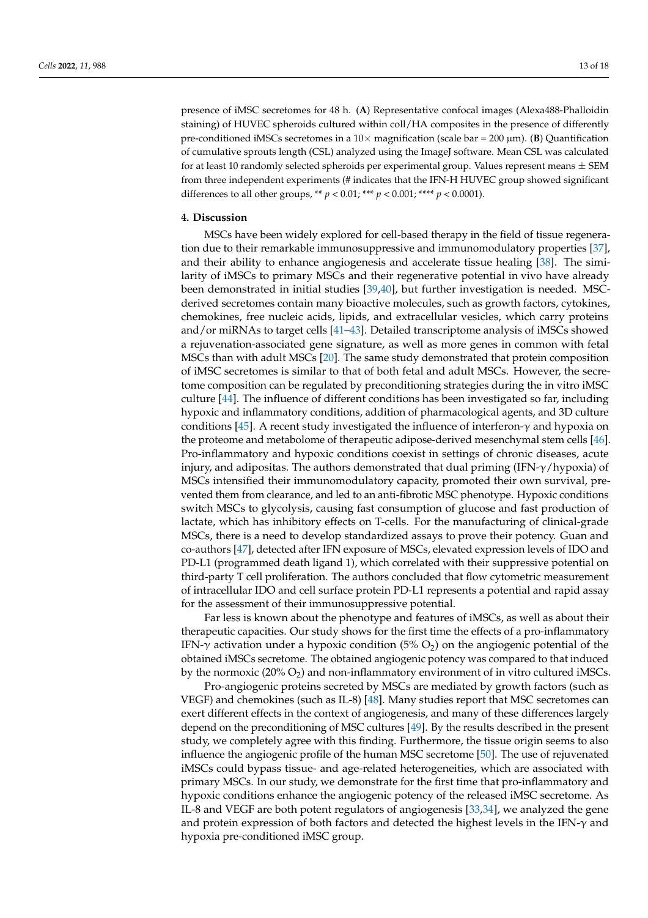presence of iMSC secretomes for 48 h. (**A**) Representative confocal images (Alexa488-Phalloidin staining) of HUVEC spheroids cultured within coll/HA composites in the presence of differently pre-conditioned iMSCs secretomes in a 10× magnification (scale bar = 200 µm). (**B**) Quantification of cumulative sprouts length (CSL) analyzed using the ImageJ software. Mean CSL was calculated for at least 10 randomly selected spheroids per experimental group. Values represent means ± SEM from three independent experiments (# indicates that the IFN-H HUVEC group showed significant differences to all other groups, ** $p < 0.01$; *** $p < 0.001$; **** $p < 0.0001$).

## 4. Discussion

MSCs have been widely explored for cell-based therapy in the field of tissue regeneration due to their remarkable immunosuppressive and immunomodulatory properties [37], and their ability to enhance angiogenesis and accelerate tissue healing [38]. The similarity of iMSCs to primary MSCs and their regenerative potential in vivo have already been demonstrated in initial studies [39,40], but further investigation is needed. MSC-derived secretomes contain many bioactive molecules, such as growth factors, cytokines, chemokines, free nucleic acids, lipids, and extracellular vesicles, which carry proteins and/or miRNAs to target cells [41–43]. Detailed transcriptome analysis of iMSCs showed a rejuvenation-associated gene signature, as well as more genes in common with fetal MSCs than with adult MSCs [20]. The same study demonstrated that protein composition of iMSC secretomes is similar to that of both fetal and adult MSCs. However, the secretome composition can be regulated by preconditioning strategies during the in vitro iMSC culture [44]. The influence of different conditions has been investigated so far, including hypoxic and inflammatory conditions, addition of pharmacological agents, and 3D culture conditions [45]. A recent study investigated the influence of interferon-γ and hypoxia on the proteome and metabolome of therapeutic adipose-derived mesenchymal stem cells [46]. Pro-inflammatory and hypoxic conditions coexist in settings of chronic diseases, acute injury, and adipositas. The authors demonstrated that dual priming (IFN-γ/hypoxia) of MSCs intensified their immunomodulatory capacity, promoted their own survival, prevented them from clearance, and led to an anti-fibrotic MSC phenotype. Hypoxic conditions switch MSCs to glycolysis, causing fast consumption of glucose and fast production of lactate, which has inhibitory effects on T-cells. For the manufacturing of clinical-grade MSCs, there is a need to develop standardized assays to prove their potency. Guan and co-authors [47], detected after IFN exposure of MSCs, elevated expression levels of IDO and PD-L1 (programmed death ligand 1), which correlated with their suppressive potential on third-party T cell proliferation. The authors concluded that flow cytometric measurement of intracellular IDO and cell surface protein PD-L1 represents a potential and rapid assay for the assessment of their immunosuppressive potential.

Far less is known about the phenotype and features of iMSCs, as well as about their therapeutic capacities. Our study shows for the first time the effects of a pro-inflammatory IFN-γ activation under a hypoxic condition (5% $O_2$) on the angiogenic potential of the obtained iMSCs secretome. The obtained angiogenic potency was compared to that induced by the normoxic (20% $O_2$) and non-inflammatory environment of in vitro cultured iMSCs.

Pro-angiogenic proteins secreted by MSCs are mediated by growth factors (such as VEGF) and chemokines (such as IL-8) [48]. Many studies report that MSC secretomes can exert different effects in the context of angiogenesis, and many of these differences largely depend on the preconditioning of MSC cultures [49]. By the results described in the present study, we completely agree with this finding. Furthermore, the tissue origin seems to also influence the angiogenic profile of the human MSC secretome [50]. The use of rejuvenated iMSCs could bypass tissue- and age-related heterogeneities, which are associated with primary MSCs. In our study, we demonstrate for the first time that pro-inflammatory and hypoxic conditions enhance the angiogenic potency of the released iMSC secretome. As IL-8 and VEGF are both potent regulators of angiogenesis [33,34], we analyzed the gene and protein expression of both factors and detected the highest levels in the IFN-γ and hypoxia pre-conditioned iMSC group.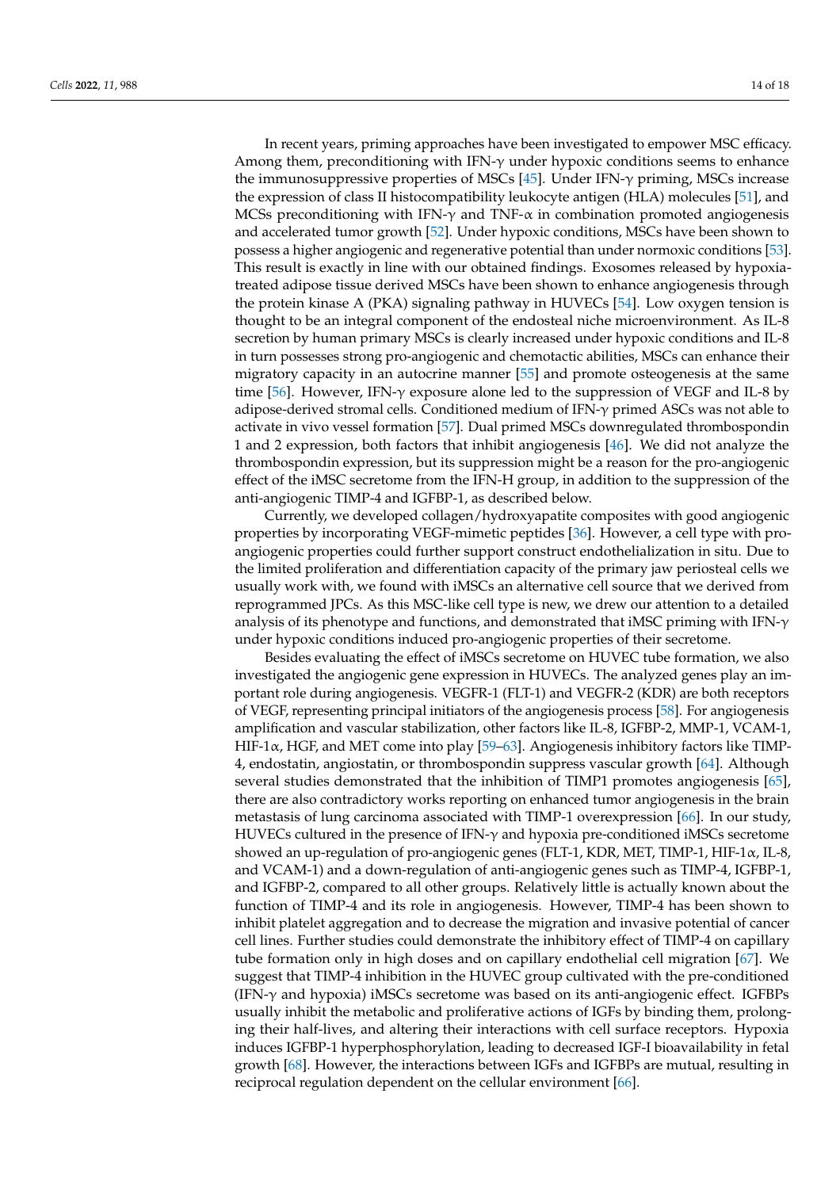In recent years, priming approaches have been investigated to empower MSC efficacy. Among them, preconditioning with IFN-γ under hypoxic conditions seems to enhance the immunosuppressive properties of MSCs [45]. Under IFN-γ priming, MSCs increase the expression of class II histocompatibility leukocyte antigen (HLA) molecules [51], and MCSs preconditioning with IFN-γ and TNF-α in combination promoted angiogenesis and accelerated tumor growth [52]. Under hypoxic conditions, MSCs have been shown to possess a higher angiogenic and regenerative potential than under normoxic conditions [53]. This result is exactly in line with our obtained findings. Exosomes released by hypoxia-treated adipose tissue derived MSCs have been shown to enhance angiogenesis through the protein kinase A (PKA) signaling pathway in HUVECs [54]. Low oxygen tension is thought to be an integral component of the endosteal niche microenvironment. As IL-8 secretion by human primary MSCs is clearly increased under hypoxic conditions and IL-8 in turn possesses strong pro-angiogenic and chemotactic abilities, MSCs can enhance their migratory capacity in an autocrine manner [55] and promote osteogenesis at the same time [56]. However, IFN-γ exposure alone led to the suppression of VEGF and IL-8 by adipose-derived stromal cells. Conditioned medium of IFN-γ primed ASCs was not able to activate in vivo vessel formation [57]. Dual primed MSCs downregulated thrombospondin 1 and 2 expression, both factors that inhibit angiogenesis [46]. We did not analyze the thrombospondin expression, but its suppression might be a reason for the pro-angiogenic effect of the iMSC secretome from the IFN-H group, in addition to the suppression of the anti-angiogenic TIMP-4 and IGFBP-1, as described below.

Currently, we developed collagen/hydroxyapatite composites with good angiogenic properties by incorporating VEGF-mimetic peptides [36]. However, a cell type with pro-angiogenic properties could further support construct endothelialization in situ. Due to the limited proliferation and differentiation capacity of the primary jaw periosteal cells we usually work with, we found with iMSCs an alternative cell source that we derived from reprogrammed JPCs. As this MSC-like cell type is new, we drew our attention to a detailed analysis of its phenotype and functions, and demonstrated that iMSC priming with IFN-γ under hypoxic conditions induced pro-angiogenic properties of their secretome.

Besides evaluating the effect of iMSCs secretome on HUVEC tube formation, we also investigated the angiogenic gene expression in HUVECs. The analyzed genes play an important role during angiogenesis. VEGFR-1 (FLT-1) and VEGFR-2 (KDR) are both receptors of VEGF, representing principal initiators of the angiogenesis process [58]. For angiogenesis amplification and vascular stabilization, other factors like IL-8, IGFBP-2, MMP-1, VCAM-1, HIF-1α, HGF, and MET come into play [59–63]. Angiogenesis inhibitory factors like TIMP-4, endostatin, angiostatin, or thrombospondin suppress vascular growth [64]. Although several studies demonstrated that the inhibition of TIMP1 promotes angiogenesis [65], there are also contradictory works reporting on enhanced tumor angiogenesis in the brain metastasis of lung carcinoma associated with TIMP-1 overexpression [66]. In our study, HUVECs cultured in the presence of IFN-γ and hypoxia pre-conditioned iMSCs secretome showed an up-regulation of pro-angiogenic genes (FLT-1, KDR, MET, TIMP-1, HIF-1α, IL-8, and VCAM-1) and a down-regulation of anti-angiogenic genes such as TIMP-4, IGFBP-1, and IGFBP-2, compared to all other groups. Relatively little is actually known about the function of TIMP-4 and its role in angiogenesis. However, TIMP-4 has been shown to inhibit platelet aggregation and to decrease the migration and invasive potential of cancer cell lines. Further studies could demonstrate the inhibitory effect of TIMP-4 on capillary tube formation only in high doses and on capillary endothelial cell migration [67]. We suggest that TIMP-4 inhibition in the HUVEC group cultivated with the pre-conditioned (IFN-γ and hypoxia) iMSCs secretome was based on its anti-angiogenic effect. IGFBPs usually inhibit the metabolic and proliferative actions of IGFs by binding them, prolonging their half-lives, and altering their interactions with cell surface receptors. Hypoxia induces IGFBP-1 hyperphosphorylation, leading to decreased IGF-I bioavailability in fetal growth [68]. However, the interactions between IGFs and IGFBPs are mutual, resulting in reciprocal regulation dependent on the cellular environment [66].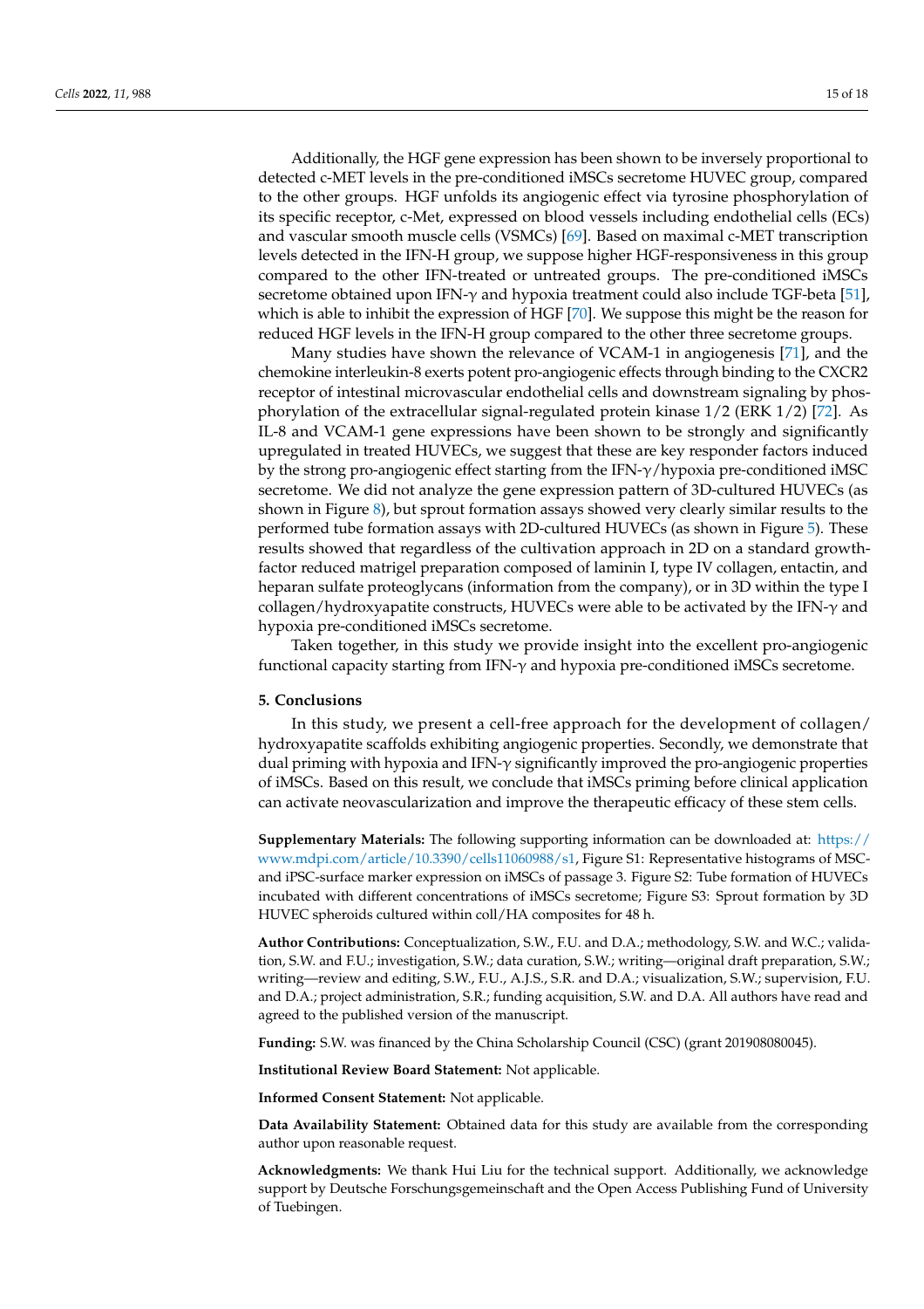Additionally, the HGF gene expression has been shown to be inversely proportional to detected c-MET levels in the pre-conditioned iMSCs secretome HUVEC group, compared to the other groups. HGF unfolds its angiogenic effect via tyrosine phosphorylation of its specific receptor, c-Met, expressed on blood vessels including endothelial cells (ECs) and vascular smooth muscle cells (VSMCs) [69]. Based on maximal c-MET transcription levels detected in the IFN-H group, we suppose higher HGF-responsiveness in this group compared to the other IFN-treated or untreated groups. The pre-conditioned iMSCs secretome obtained upon IFN-$\gamma$ and hypoxia treatment could also include TGF-beta [51], which is able to inhibit the expression of HGF [70]. We suppose this might be the reason for reduced HGF levels in the IFN-H group compared to the other three secretome groups.

Many studies have shown the relevance of VCAM-1 in angiogenesis [71], and the chemokine interleukin-8 exerts potent pro-angiogenic effects through binding to the CXCR2 receptor of intestinal microvascular endothelial cells and downstream signaling by phosphorylation of the extracellular signal-regulated protein kinase 1/2 (ERK 1/2) [72]. As IL-8 and VCAM-1 gene expressions have been shown to be strongly and significantly upregulated in treated HUVECs, we suggest that these are key responder factors induced by the strong pro-angiogenic effect starting from the IFN-$\gamma$/hypoxia pre-conditioned iMSC secretome. We did not analyze the gene expression pattern of 3D-cultured HUVECs (as shown in Figure 8), but sprout formation assays showed very clearly similar results to the performed tube formation assays with 2D-cultured HUVECs (as shown in Figure 5). These results showed that regardless of the cultivation approach in 2D on a standard growth-factor reduced matrigel preparation composed of laminin I, type IV collagen, entactin, and heparan sulfate proteoglycans (information from the company), or in 3D within the type I collagen/hydroxyapatite constructs, HUVECs were able to be activated by the IFN-$\gamma$ and hypoxia pre-conditioned iMSCs secretome.

Taken together, in this study we provide insight into the excellent pro-angiogenic functional capacity starting from IFN-$\gamma$ and hypoxia pre-conditioned iMSCs secretome.

## 5. Conclusions

In this study, we present a cell-free approach for the development of collagen/hydroxyapatite scaffolds exhibiting angiogenic properties. Secondly, we demonstrate that dual priming with hypoxia and IFN-$\gamma$ significantly improved the pro-angiogenic properties of iMSCs. Based on this result, we conclude that iMSCs priming before clinical application can activate neovascularization and improve the therapeutic efficacy of these stem cells.

**Supplementary Materials:** The following supporting information can be downloaded at: https://www.mdpi.com/article/10.3390/cells11060988/s1, Figure S1: Representative histograms of MSC- and iPSC-surface marker expression on iMSCs of passage 3. Figure S2: Tube formation of HUVECs incubated with different concentrations of iMSCs secretome; Figure S3: Sprout formation by 3D HUVEC spheroids cultured within coll/HA composites for 48 h.

**Author Contributions:** Conceptualization, S.W., F.U. and D.A.; methodology, S.W. and W.C.; validation, S.W. and F.U.; investigation, S.W.; data curation, S.W.; writing—original draft preparation, S.W.; writing—review and editing, S.W., F.U., A.J.S., S.R. and D.A.; visualization, S.W.; supervision, F.U. and D.A.; project administration, S.R.; funding acquisition, S.W. and D.A. All authors have read and agreed to the published version of the manuscript.

**Funding:** S.W. was financed by the China Scholarship Council (CSC) (grant 201908080045).

**Institutional Review Board Statement:** Not applicable.

**Informed Consent Statement:** Not applicable.

**Data Availability Statement:** Obtained data for this study are available from the corresponding author upon reasonable request.

**Acknowledgments:** We thank Hui Liu for the technical support. Additionally, we acknowledge support by Deutsche Forschungsgemeinschaft and the Open Access Publishing Fund of University of Tuebingen.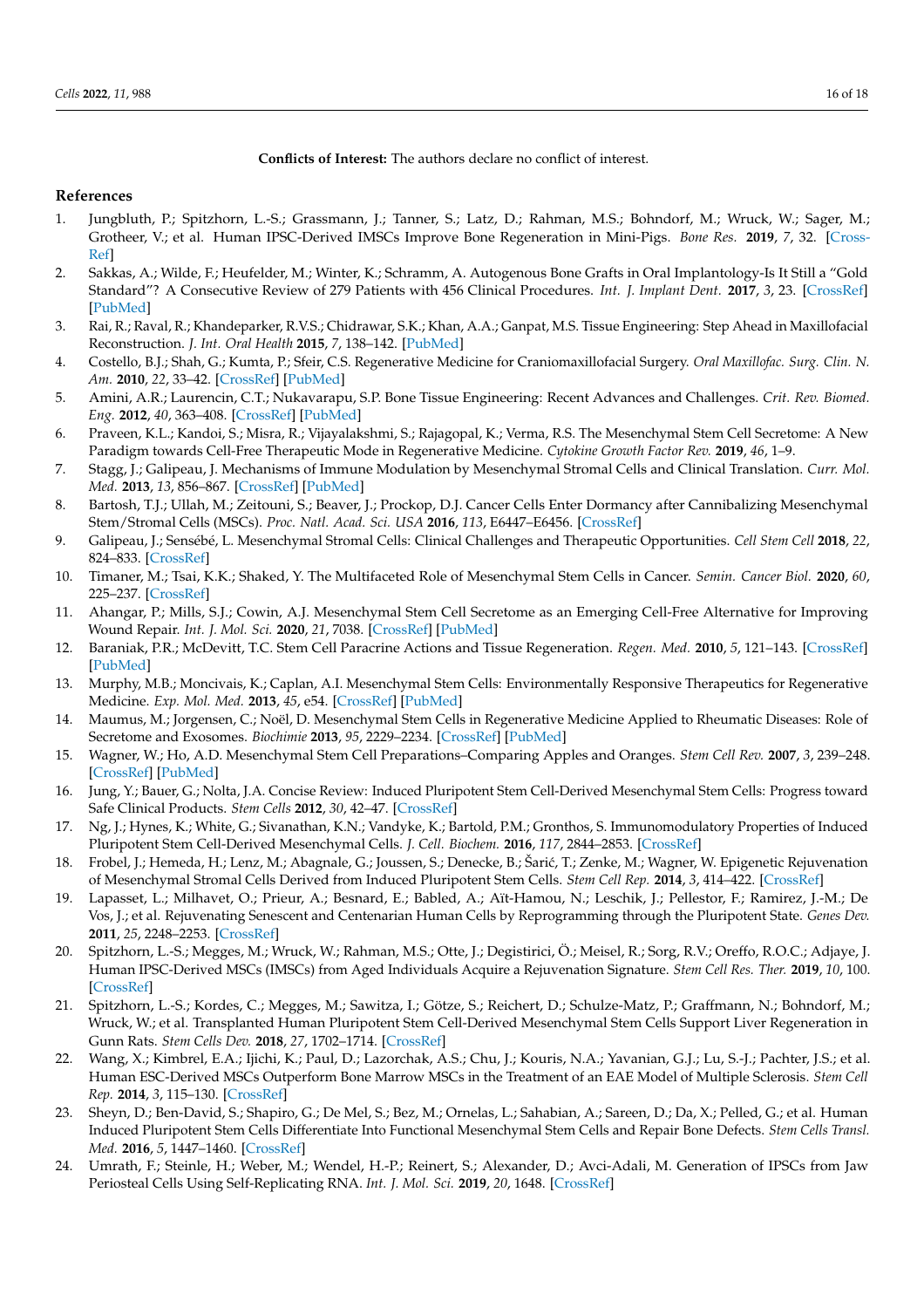**Conflicts of Interest:** The authors declare no conflict of interest.

## References

1. Jungbluth, P.; Spitzhorn, L.-S.; Grassmann, J.; Tanner, S.; Latz, D.; Rahman, M.S.; Bohndorf, M.; Wruck, W.; Sager, M.; Grotheer, V.; et al. Human IPSC-Derived IMSCs Improve Bone Regeneration in Mini-Pigs. *Bone Res.* **2019**, *7*, 32. [CrossRef]
2. Sakkas, A.; Wilde, F.; Heufelder, M.; Winter, K.; Schramm, A. Autogenous Bone Grafts in Oral Implantology-Is It Still a "Gold Standard"? A Consecutive Review of 279 Patients with 456 Clinical Procedures. *Int. J. Implant Dent.* **2017**, *3*, 23. [CrossRef] [PubMed]
3. Rai, R.; Raval, R.; Khandeparker, R.V.S.; Chidrawar, S.K.; Khan, A.A.; Ganpat, M.S. Tissue Engineering: Step Ahead in Maxillofacial Reconstruction. *J. Int. Oral Health* **2015**, *7*, 138–142. [PubMed]
4. Costello, B.J.; Shah, G.; Kumta, P.; Sfeir, C.S. Regenerative Medicine for Craniomaxillofacial Surgery. *Oral Maxillofac. Surg. Clin. N. Am.* **2010**, *22*, 33–42. [CrossRef] [PubMed]
5. Amini, A.R.; Laurencin, C.T.; Nukavarapu, S.P. Bone Tissue Engineering: Recent Advances and Challenges. *Crit. Rev. Biomed. Eng.* **2012**, *40*, 363–408. [CrossRef] [PubMed]
6. Praveen, K.L.; Kandoi, S.; Misra, R.; Vijayalakshmi, S.; Rajagopal, K.; Verma, R.S. The Mesenchymal Stem Cell Secretome: A New Paradigm towards Cell-Free Therapeutic Mode in Regenerative Medicine. *Cytokine Growth Factor Rev.* **2019**, *46*, 1–9.
7. Stagg, J.; Galipeau, J. Mechanisms of Immune Modulation by Mesenchymal Stromal Cells and Clinical Translation. *Curr. Mol. Med.* **2013**, *13*, 856–867. [CrossRef] [PubMed]
8. Bartosh, T.J.; Ullah, M.; Zeitouni, S.; Beaver, J.; Prockop, D.J. Cancer Cells Enter Dormancy after Cannibalizing Mesenchymal Stem/Stromal Cells (MSCs). *Proc. Natl. Acad. Sci. USA* **2016**, *113*, E6447–E6456. [CrossRef]
9. Galipeau, J.; Sensébé, L. Mesenchymal Stromal Cells: Clinical Challenges and Therapeutic Opportunities. *Cell Stem Cell* **2018**, *22*, 824–833. [CrossRef]
10. Timaner, M.; Tsai, K.K.; Shaked, Y. The Multifaceted Role of Mesenchymal Stem Cells in Cancer. *Semin. Cancer Biol.* **2020**, *60*, 225–237. [CrossRef]
11. Ahangar, P.; Mills, S.J.; Cowin, A.J. Mesenchymal Stem Cell Secretome as an Emerging Cell-Free Alternative for Improving Wound Repair. *Int. J. Mol. Sci.* **2020**, *21*, 7038. [CrossRef] [PubMed]
12. Baraniak, P.R.; McDevitt, T.C. Stem Cell Paracrine Actions and Tissue Regeneration. *Regen. Med.* **2010**, *5*, 121–143. [CrossRef] [PubMed]
13. Murphy, M.B.; Moncivais, K.; Caplan, A.I. Mesenchymal Stem Cells: Environmentally Responsive Therapeutics for Regenerative Medicine. *Exp. Mol. Med.* **2013**, *45*, e54. [CrossRef] [PubMed]
14. Maumus, M.; Jorgensen, C.; Noël, D. Mesenchymal Stem Cells in Regenerative Medicine Applied to Rheumatic Diseases: Role of Secretome and Exosomes. *Biochimie* **2013**, *95*, 2229–2234. [CrossRef] [PubMed]
15. Wagner, W.; Ho, A.D. Mesenchymal Stem Cell Preparations–Comparing Apples and Oranges. *Stem Cell Rev.* **2007**, *3*, 239–248. [CrossRef] [PubMed]
16. Jung, Y.; Bauer, G.; Nolta, J.A. Concise Review: Induced Pluripotent Stem Cell-Derived Mesenchymal Stem Cells: Progress toward Safe Clinical Products. *Stem Cells* **2012**, *30*, 42–47. [CrossRef]
17. Ng, J.; Hynes, K.; White, G.; Sivanathan, K.N.; Vandyke, K.; Bartold, P.M.; Gronthos, S. Immunomodulatory Properties of Induced Pluripotent Stem Cell-Derived Mesenchymal Cells. *J. Cell. Biochem.* **2016**, *117*, 2844–2853. [CrossRef]
18. Frobel, J.; Hemeda, H.; Lenz, M.; Abagnale, G.; Joussen, S.; Denecke, B.; Šarić, T.; Zenke, M.; Wagner, W. Epigenetic Rejuvenation of Mesenchymal Stromal Cells Derived from Induced Pluripotent Stem Cells. *Stem Cell Rep.* **2014**, *3*, 414–422. [CrossRef]
19. Lapasset, L.; Milhavet, O.; Prieur, A.; Besnard, E.; Babled, A.; Aït-Hamou, N.; Leschik, J.; Pellestor, F.; Ramirez, J.-M.; De Vos, J.; et al. Rejuvenating Senescent and Centenarian Human Cells by Reprogramming through the Pluripotent State. *Genes Dev.* **2011**, *25*, 2248–2253. [CrossRef]
20. Spitzhorn, L.-S.; Megges, M.; Wruck, W.; Rahman, M.S.; Otte, J.; Degistirici, Ö.; Meisel, R.; Sorg, R.V.; Oreffo, R.O.C.; Adjaye, J. Human IPSC-Derived MSCs (IMSCs) from Aged Individuals Acquire a Rejuvenation Signature. *Stem Cell Res. Ther.* **2019**, *10*, 100. [CrossRef]
21. Spitzhorn, L.-S.; Kordes, C.; Megges, M.; Sawitza, I.; Götze, S.; Reichert, D.; Schulze-Matz, P.; Graffmann, N.; Bohndorf, M.; Wruck, W.; et al. Transplanted Human Pluripotent Stem Cell-Derived Mesenchymal Stem Cells Support Liver Regeneration in Gunn Rats. *Stem Cells Dev.* **2018**, *27*, 1702–1714. [CrossRef]
22. Wang, X.; Kimbrel, E.A.; Ijichi, K.; Paul, D.; Lazorchak, A.S.; Chu, J.; Kouris, N.A.; Yavanian, G.J.; Lu, S.-J.; Pachter, J.S.; et al. Human ESC-Derived MSCs Outperform Bone Marrow MSCs in the Treatment of an EAE Model of Multiple Sclerosis. *Stem Cell Rep.* **2014**, *3*, 115–130. [CrossRef]
23. Sheyn, D.; Ben-David, S.; Shapiro, G.; De Mel, S.; Bez, M.; Ornelas, L.; Sahabian, A.; Sareen, D.; Da, X.; Pelled, G.; et al. Human Induced Pluripotent Stem Cells Differentiate Into Functional Mesenchymal Stem Cells and Repair Bone Defects. *Stem Cells Transl. Med.* **2016**, *5*, 1447–1460. [CrossRef]
24. Umrath, F.; Steinle, H.; Weber, M.; Wendel, H.-P.; Reinert, S.; Alexander, D.; Avci-Adali, M. Generation of IPSCs from Jaw Periosteal Cells Using Self-Replicating RNA. *Int. J. Mol. Sci.* **2019**, *20*, 1648. [CrossRef]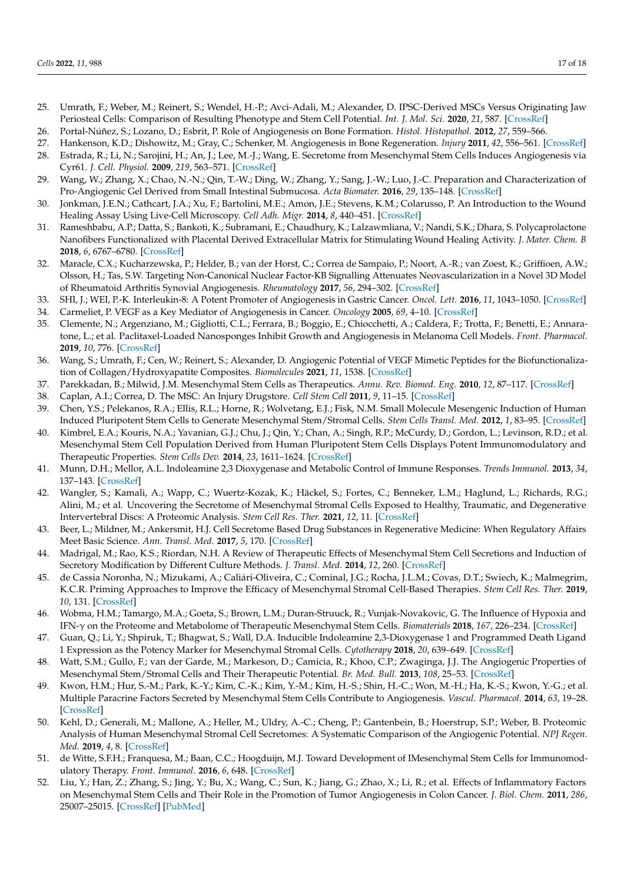25. Umrath, F.; Weber, M.; Reinert, S.; Wendel, H.-P.; Avci-Adali, M.; Alexander, D. IPSC-Derived MSCs Versus Originating Jaw Periosteal Cells: Comparison of Resulting Phenotype and Stem Cell Potential. *Int. J. Mol. Sci.* **2020**, *21*, 587. [CrossRef]
26. Portal-Núñez, S.; Lozano, D.; Esbrit, P. Role of Angiogenesis on Bone Formation. *Histol. Histopathol.* **2012**, *27*, 559–566.
27. Hankenson, K.D.; Dishowitz, M.; Gray, C.; Schenker, M. Angiogenesis in Bone Regeneration. *Injury* **2011**, *42*, 556–561. [CrossRef]
28. Estrada, R.; Li, N.; Sarojini, H.; An, J.; Lee, M.-J.; Wang, E. Secretome from Mesenchymal Stem Cells Induces Angiogenesis via Cyr61. *J. Cell. Physiol.* **2009**, *219*, 563–571. [CrossRef]
29. Wang, W.; Zhang, X.; Chao, N.-N.; Qin, T.-W.; Ding, W.; Zhang, Y.; Sang, J.-W.; Luo, J.-C. Preparation and Characterization of Pro-Angiogenic Gel Derived from Small Intestinal Submucosa. *Acta Biomater.* **2016**, *29*, 135–148. [CrossRef]
30. Jonkman, J.E.N.; Cathcart, J.A.; Xu, F.; Bartolini, M.E.; Amon, J.E.; Stevens, K.M.; Colarusso, P. An Introduction to the Wound Healing Assay Using Live-Cell Microscopy. *Cell Adh. Migr.* **2014**, *8*, 440–451. [CrossRef]
31. Rameshbabu, A.P.; Datta, S.; Bankoti, K.; Subramani, E.; Chaudhury, K.; Lalzawmliana, V.; Nandi, S.K.; Dhara, S. Polycaprolactone Nanofibers Functionalized with Placental Derived Extracellular Matrix for Stimulating Wound Healing Activity. *J. Mater. Chem. B* **2018**, *6*, 6767–6780. [CrossRef]
32. Maracle, C.X.; Kucharzewska, P.; Helder, B.; van der Horst, C.; Correa de Sampaio, P.; Noort, A.-R.; van Zoest, K.; Griffioen, A.W.; Olsson, H.; Tas, S.W. Targeting Non-Canonical Nuclear Factor-KB Signalling Attenuates Neovascularization in a Novel 3D Model of Rheumatoid Arthritis Synovial Angiogenesis. *Rheumatology* **2017**, *56*, 294–302. [CrossRef]
33. SHI, J.; WEI, P.-K. Interleukin-8: A Potent Promoter of Angiogenesis in Gastric Cancer. *Oncol. Lett.* **2016**, *11*, 1043–1050. [CrossRef]
34. Carmeliet, P. VEGF as a Key Mediator of Angiogenesis in Cancer. *Oncology* **2005**, *69*, 4–10. [CrossRef]
35. Clemente, N.; Argenziano, M.; Gigliotti, C.L.; Ferrara, B.; Boggio, E.; Chiocchetti, A.; Caldera, F.; Trotta, F.; Benetti, E.; Annaratone, L.; et al. Paclitaxel-Loaded Nanosponges Inhibit Growth and Angiogenesis in Melanoma Cell Models. *Front. Pharmacol.* **2019**, *10*, 776. [CrossRef]
36. Wang, S.; Umrath, F.; Cen, W.; Reinert, S.; Alexander, D. Angiogenic Potential of VEGF Mimetic Peptides for the Biofunctionalization of Collagen/Hydroxyapatite Composites. *Biomolecules* **2021**, *11*, 1538. [CrossRef]
37. Parekkadan, B.; Milwid, J.M. Mesenchymal Stem Cells as Therapeutics. *Annu. Rev. Biomed. Eng.* **2010**, *12*, 87–117. [CrossRef]
38. Caplan, A.I.; Correa, D. The MSC: An Injury Drugstore. *Cell Stem Cell* **2011**, *9*, 11–15. [CrossRef]
39. Chen, Y.S.; Pelekanos, R.A.; Ellis, R.L.; Horne, R.; Wolvetang, E.J.; Fisk, N.M. Small Molecule Mesengenic Induction of Human Induced Pluripotent Stem Cells to Generate Mesenchymal Stem/Stromal Cells. *Stem Cells Transl. Med.* **2012**, *1*, 83–95. [CrossRef]
40. Kimbrel, E.A.; Kouris, N.A.; Yavanian, G.J.; Chu, J.; Qin, Y.; Chan, A.; Singh, R.P.; McCurdy, D.; Gordon, L.; Levinson, R.D.; et al. Mesenchymal Stem Cell Population Derived from Human Pluripotent Stem Cells Displays Potent Immunomodulatory and Therapeutic Properties. *Stem Cells Dev.* **2014**, *23*, 1611–1624. [CrossRef]
41. Munn, D.H.; Mellor, A.L. Indoleamine 2,3 Dioxygenase and Metabolic Control of Immune Responses. *Trends Immunol.* **2013**, *34*, 137–143. [CrossRef]
42. Wangler, S.; Kamali, A.; Wapp, C.; Wuertz-Kozak, K.; Häckel, S.; Fortes, C.; Benneker, L.M.; Haglund, L.; Richards, R.G.; Alini, M.; et al. Uncovering the Secretome of Mesenchymal Stromal Cells Exposed to Healthy, Traumatic, and Degenerative Intervertebral Discs: A Proteomic Analysis. *Stem Cell Res. Ther.* **2021**, *12*, 11. [CrossRef]
43. Beer, L.; Mildner, M.; Ankersmit, H.J. Cell Secretome Based Drug Substances in Regenerative Medicine: When Regulatory Affairs Meet Basic Science. *Ann. Transl. Med.* **2017**, *5*, 170. [CrossRef]
44. Madrigal, M.; Rao, K.S.; Riordan, N.H. A Review of Therapeutic Effects of Mesenchymal Stem Cell Secretions and Induction of Secretory Modification by Different Culture Methods. *J. Transl. Med.* **2014**, *12*, 260. [CrossRef]
45. de Cassia Noronha, N.; Mizukami, A.; Caliári-Oliveira, C.; Cominal, J.G.; Rocha, J.L.M.; Covas, D.T.; Swiech, K.; Malmegrim, K.C.R. Priming Approaches to Improve the Efficacy of Mesenchymal Stromal Cell-Based Therapies. *Stem Cell Res. Ther.* **2019**, *10*, 131. [CrossRef]
46. Wobma, H.M.; Tamargo, M.A.; Goeta, S.; Brown, L.M.; Duran-Struuck, R.; Vunjak-Novakovic, G. The Influence of Hypoxia and IFN-γ on the Proteome and Metabolome of Therapeutic Mesenchymal Stem Cells. *Biomaterials* **2018**, *167*, 226–234. [CrossRef]
47. Guan, Q.; Li, Y.; Shpiruk, T.; Bhagwat, S.; Wall, D.A. Inducible Indoleamine 2,3-Dioxygenase 1 and Programmed Death Ligand 1 Expression as the Potency Marker for Mesenchymal Stromal Cells. *Cytotherapy* **2018**, *20*, 639–649. [CrossRef]
48. Watt, S.M.; Gullo, F.; van der Garde, M.; Markeson, D.; Camicia, R.; Khoo, C.P.; Zwaginga, J.J. The Angiogenic Properties of Mesenchymal Stem/Stromal Cells and Their Therapeutic Potential. *Br. Med. Bull.* **2013**, *108*, 25–53. [CrossRef]
49. Kwon, H.M.; Hur, S.-M.; Park, K.-Y.; Kim, C.-K.; Kim, Y.-M.; Kim, H.-S.; Shin, H.-C.; Won, M.-H.; Ha, K.-S.; Kwon, Y.-G.; et al. Multiple Paracrine Factors Secreted by Mesenchymal Stem Cells Contribute to Angiogenesis. *Vascul. Pharmacol.* **2014**, *63*, 19–28. [CrossRef]
50. Kehl, D.; Generali, M.; Mallone, A.; Heller, M.; Uldry, A.-C.; Cheng, P.; Gantenbein, B.; Hoerstrup, S.P.; Weber, B. Proteomic Analysis of Human Mesenchymal Stromal Cell Secretomes: A Systematic Comparison of the Angiogenic Potential. *NPJ Regen. Med.* **2019**, *4*, 8. [CrossRef]
51. de Witte, S.F.H.; Franquesa, M.; Baan, C.C.; Hoogduijn, M.J. Toward Development of IMesenchymal Stem Cells for Immunomodulatory Therapy. *Front. Immunol.* **2016**, *6*, 648. [CrossRef]
52. Liu, Y.; Han, Z.; Zhang, S.; Jing, Y.; Bu, X.; Wang, C.; Sun, K.; Jiang, G.; Zhao, X.; Li, R.; et al. Effects of Inflammatory Factors on Mesenchymal Stem Cells and Their Role in the Promotion of Tumor Angiogenesis in Colon Cancer. *J. Biol. Chem.* **2011**, *286*, 25007–25015. [CrossRef] [PubMed]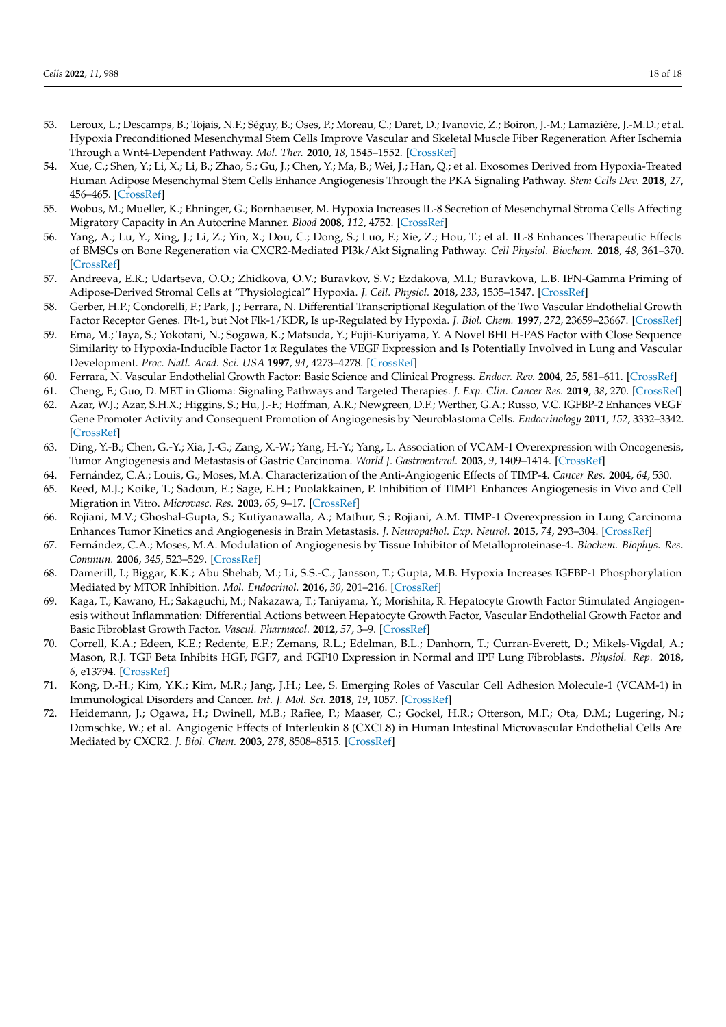53. Leroux, L.; Descamps, B.; Tojais, N.F.; Séguy, B.; Oses, P.; Moreau, C.; Daret, D.; Ivanovic, Z.; Boiron, J.-M.; Lamazière, J.-M.D.; et al. Hypoxia Preconditioned Mesenchymal Stem Cells Improve Vascular and Skeletal Muscle Fiber Regeneration After Ischemia Through a Wnt4-Dependent Pathway. *Mol. Ther.* **2010**, *18*, 1545–1552. [CrossRef]
54. Xue, C.; Shen, Y.; Li, X.; Li, B.; Zhao, S.; Gu, J.; Chen, Y.; Ma, B.; Wei, J.; Han, Q.; et al. Exosomes Derived from Hypoxia-Treated Human Adipose Mesenchymal Stem Cells Enhance Angiogenesis Through the PKA Signaling Pathway. *Stem Cells Dev.* **2018**, *27*, 456–465. [CrossRef]
55. Wobus, M.; Mueller, K.; Ehninger, G.; Bornhaeuser, M. Hypoxia Increases IL-8 Secretion of Mesenchymal Stroma Cells Affecting Migratory Capacity in An Autocrine Manner. *Blood* **2008**, *112*, 4752. [CrossRef]
56. Yang, A.; Lu, Y.; Xing, J.; Li, Z.; Yin, X.; Dou, C.; Dong, S.; Luo, F.; Xie, Z.; Hou, T.; et al. IL-8 Enhances Therapeutic Effects of BMSCs on Bone Regeneration via CXCR2-Mediated PI3k/Akt Signaling Pathway. *Cell Physiol. Biochem.* **2018**, *48*, 361–370. [CrossRef]
57. Andreeva, E.R.; Udartseva, O.O.; Zhidkova, O.V.; Buravkov, S.V.; Ezdakova, M.I.; Buravkova, L.B. IFN-Gamma Priming of Adipose-Derived Stromal Cells at "Physiological" Hypoxia. *J. Cell. Physiol.* **2018**, *233*, 1535–1547. [CrossRef]
58. Gerber, H.P.; Condorelli, F.; Park, J.; Ferrara, N. Differential Transcriptional Regulation of the Two Vascular Endothelial Growth Factor Receptor Genes. Flt-1, but Not Flk-1/KDR, Is up-Regulated by Hypoxia. *J. Biol. Chem.* **1997**, *272*, 23659–23667. [CrossRef]
59. Ema, M.; Taya, S.; Yokotani, N.; Sogawa, K.; Matsuda, Y.; Fujii-Kuriyama, Y. A Novel BHLH-PAS Factor with Close Sequence Similarity to Hypoxia-Inducible Factor 1α Regulates the VEGF Expression and Is Potentially Involved in Lung and Vascular Development. *Proc. Natl. Acad. Sci. USA* **1997**, *94*, 4273–4278. [CrossRef]
60. Ferrara, N. Vascular Endothelial Growth Factor: Basic Science and Clinical Progress. *Endocr. Rev.* **2004**, *25*, 581–611. [CrossRef]
61. Cheng, F.; Guo, D. MET in Glioma: Signaling Pathways and Targeted Therapies. *J. Exp. Clin. Cancer Res.* **2019**, *38*, 270. [CrossRef]
62. Azar, W.J.; Azar, S.H.X.; Higgins, S.; Hu, J.-F.; Hoffman, A.R.; Newgreen, D.F.; Werther, G.A.; Russo, V.C. IGFBP-2 Enhances VEGF Gene Promoter Activity and Consequent Promotion of Angiogenesis by Neuroblastoma Cells. *Endocrinology* **2011**, *152*, 3332–3342. [CrossRef]
63. Ding, Y.-B.; Chen, G.-Y.; Xia, J.-G.; Zang, X.-W.; Yang, H.-Y.; Yang, L. Association of VCAM-1 Overexpression with Oncogenesis, Tumor Angiogenesis and Metastasis of Gastric Carcinoma. *World J. Gastroenterol.* **2003**, *9*, 1409–1414. [CrossRef]
64. Fernández, C.A.; Louis, G.; Moses, M.A. Characterization of the Anti-Angiogenic Effects of TIMP-4. *Cancer Res.* **2004**, *64*, 530.
65. Reed, M.J.; Koike, T.; Sadoun, E.; Sage, E.H.; Puolakkainen, P. Inhibition of TIMP1 Enhances Angiogenesis in Vivo and Cell Migration in Vitro. *Microvasc. Res.* **2003**, *65*, 9–17. [CrossRef]
66. Rojiani, M.V.; Ghoshal-Gupta, S.; Kutiyanawalla, A.; Mathur, S.; Rojiani, A.M. TIMP-1 Overexpression in Lung Carcinoma Enhances Tumor Kinetics and Angiogenesis in Brain Metastasis. *J. Neuropathol. Exp. Neurol.* **2015**, *74*, 293–304. [CrossRef]
67. Fernández, C.A.; Moses, M.A. Modulation of Angiogenesis by Tissue Inhibitor of Metalloproteinase-4. *Biochem. Biophys. Res. Commun.* **2006**, *345*, 523–529. [CrossRef]
68. Damerill, I.; Biggar, K.K.; Abu Shehab, M.; Li, S.S.-C.; Jansson, T.; Gupta, M.B. Hypoxia Increases IGFBP-1 Phosphorylation Mediated by MTOR Inhibition. *Mol. Endocrinol.* **2016**, *30*, 201–216. [CrossRef]
69. Kaga, T.; Kawano, H.; Sakaguchi, M.; Nakazawa, T.; Taniyama, Y.; Morishita, R. Hepatocyte Growth Factor Stimulated Angiogenesis without Inflammation: Differential Actions between Hepatocyte Growth Factor, Vascular Endothelial Growth Factor and Basic Fibroblast Growth Factor. *Vascul. Pharmacol.* **2012**, *57*, 3–9. [CrossRef]
70. Correll, K.A.; Edeen, K.E.; Redente, E.F.; Zemans, R.L.; Edelman, B.L.; Danhorn, T.; Curran-Everett, D.; Mikels-Vigdal, A.; Mason, R.J. TGF Beta Inhibits HGF, FGF7, and FGF10 Expression in Normal and IPF Lung Fibroblasts. *Physiol. Rep.* **2018**, *6*, e13794. [CrossRef]
71. Kong, D.-H.; Kim, Y.K.; Kim, M.R.; Jang, J.H.; Lee, S. Emerging Roles of Vascular Cell Adhesion Molecule-1 (VCAM-1) in Immunological Disorders and Cancer. *Int. J. Mol. Sci.* **2018**, *19*, 1057. [CrossRef]
72. Heidemann, J.; Ogawa, H.; Dwinell, M.B.; Rafiee, P.; Maaser, C.; Gockel, H.R.; Otterson, M.F.; Ota, D.M.; Lugering, N.; Domschke, W.; et al. Angiogenic Effects of Interleukin 8 (CXCL8) in Human Intestinal Microvascular Endothelial Cells Are Mediated by CXCR2. *J. Biol. Chem.* **2003**, *278*, 8508–8515. [CrossRef]